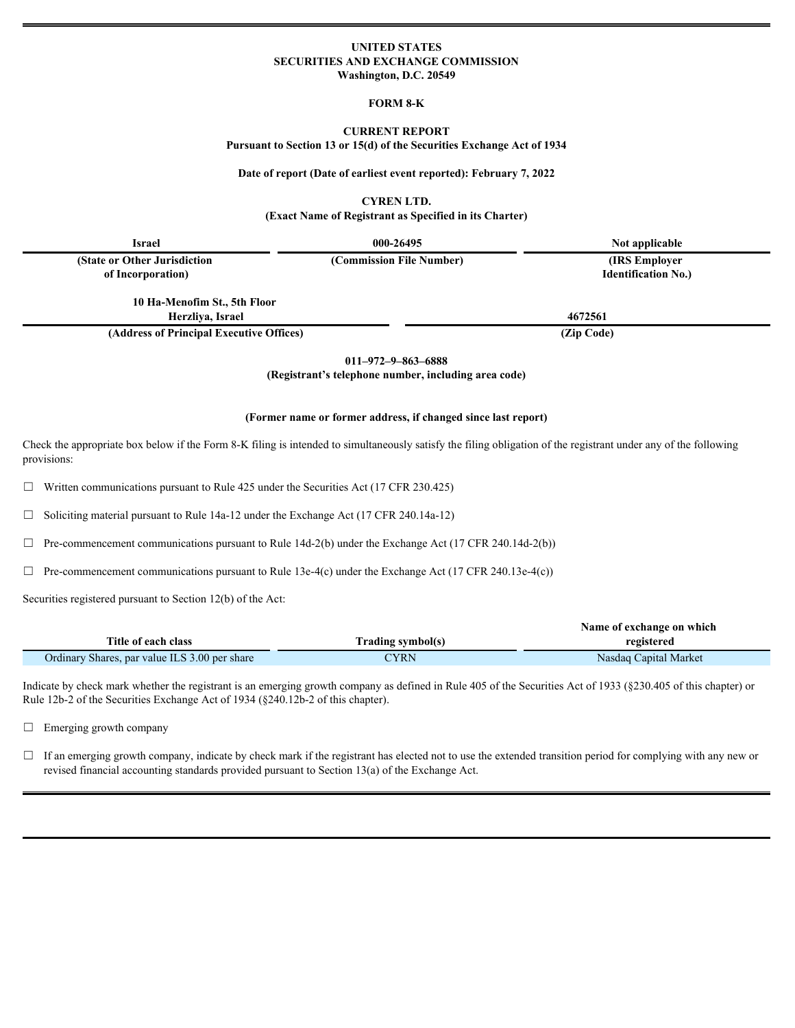**UNITED STATES**
**SECURITIES AND EXCHANGE COMMISSION**
**Washington, D.C. 20549**

**FORM 8-K**

**CURRENT REPORT**
**Pursuant to Section 13 or 15(d) of the Securities Exchange Act of 1934**

**Date of report (Date of earliest event reported): February 7, 2022**

**CYREN LTD.**
**(Exact Name of Registrant as Specified in its Charter)**

| Israel | 000-26495 | Not applicable |
|---|---|---|
| **(State or Other Jurisdiction of Incorporation)** | **(Commission File Number)** | **(IRS Employer Identification No.)** |

| 10 Ha-Menofim St., 5th Floor Herzliya, Israel | 4672561 |
|---|---|
| **(Address of Principal Executive Offices)** | **(Zip Code)** |

**011–972–9–863–6888**
**(Registrant's telephone number, including area code)**

**(Former name or former address, if changed since last report)**

Check the appropriate box below if the Form 8-K filing is intended to simultaneously satisfy the filing obligation of the registrant under any of the following provisions:

☐ Written communications pursuant to Rule 425 under the Securities Act (17 CFR 230.425)

☐ Soliciting material pursuant to Rule 14a-12 under the Exchange Act (17 CFR 240.14a-12)

☐ Pre-commencement communications pursuant to Rule 14d-2(b) under the Exchange Act (17 CFR 240.14d-2(b))

☐ Pre-commencement communications pursuant to Rule 13e-4(c) under the Exchange Act (17 CFR 240.13e-4(c))

Securities registered pursuant to Section 12(b) of the Act:

| Title of each class | Trading symbol(s) | Name of exchange on which registered |
|---|---|---|
| Ordinary Shares, par value ILS 3.00 per share | CYRN | Nasdaq Capital Market |

Indicate by check mark whether the registrant is an emerging growth company as defined in Rule 405 of the Securities Act of 1933 (§230.405 of this chapter) or Rule 12b-2 of the Securities Exchange Act of 1934 (§240.12b-2 of this chapter).

☐ Emerging growth company

☐ If an emerging growth company, indicate by check mark if the registrant has elected not to use the extended transition period for complying with any new or revised financial accounting standards provided pursuant to Section 13(a) of the Exchange Act.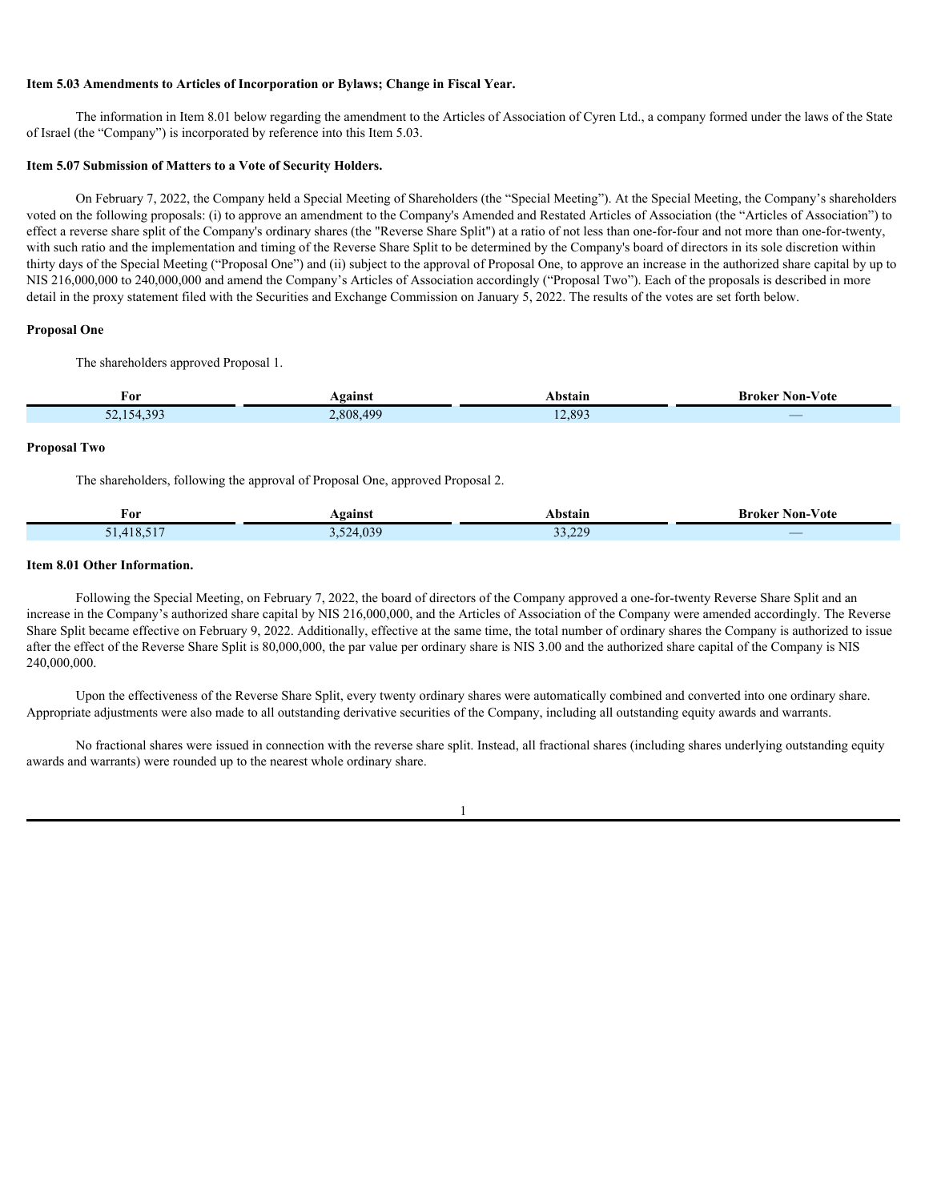**Item 5.03 Amendments to Articles of Incorporation or Bylaws; Change in Fiscal Year.**

The information in Item 8.01 below regarding the amendment to the Articles of Association of Cyren Ltd., a company formed under the laws of the State of Israel (the "Company") is incorporated by reference into this Item 5.03.

**Item 5.07 Submission of Matters to a Vote of Security Holders.**

On February 7, 2022, the Company held a Special Meeting of Shareholders (the "Special Meeting"). At the Special Meeting, the Company's shareholders voted on the following proposals: (i) to approve an amendment to the Company's Amended and Restated Articles of Association (the "Articles of Association") to effect a reverse share split of the Company's ordinary shares (the "Reverse Share Split") at a ratio of not less than one-for-four and not more than one-for-twenty, with such ratio and the implementation and timing of the Reverse Share Split to be determined by the Company's board of directors in its sole discretion within thirty days of the Special Meeting ("Proposal One") and (ii) subject to the approval of Proposal One, to approve an increase in the authorized share capital by up to NIS 216,000,000 to 240,000,000 and amend the Company's Articles of Association accordingly ("Proposal Two"). Each of the proposals is described in more detail in the proxy statement filed with the Securities and Exchange Commission on January 5, 2022. The results of the votes are set forth below.

**Proposal One**

The shareholders approved Proposal 1.

| For | Against | Abstain | Broker Non-Vote |
|---|---|---|---|
| 52,154,393 | 2,808,499 | 12,893 | — |

**Proposal Two**

The shareholders, following the approval of Proposal One, approved Proposal 2.

| For | Against | Abstain | Broker Non-Vote |
|---|---|---|---|
| 51,418,517 | 3,524,039 | 33,229 | — |

**Item 8.01 Other Information.**

Following the Special Meeting, on February 7, 2022, the board of directors of the Company approved a one-for-twenty Reverse Share Split and an increase in the Company's authorized share capital by NIS 216,000,000, and the Articles of Association of the Company were amended accordingly. The Reverse Share Split became effective on February 9, 2022. Additionally, effective at the same time, the total number of ordinary shares the Company is authorized to issue after the effect of the Reverse Share Split is 80,000,000, the par value per ordinary share is NIS 3.00 and the authorized share capital of the Company is NIS 240,000,000.

Upon the effectiveness of the Reverse Share Split, every twenty ordinary shares were automatically combined and converted into one ordinary share. Appropriate adjustments were also made to all outstanding derivative securities of the Company, including all outstanding equity awards and warrants.

No fractional shares were issued in connection with the reverse share split. Instead, all fractional shares (including shares underlying outstanding equity awards and warrants) were rounded up to the nearest whole ordinary share.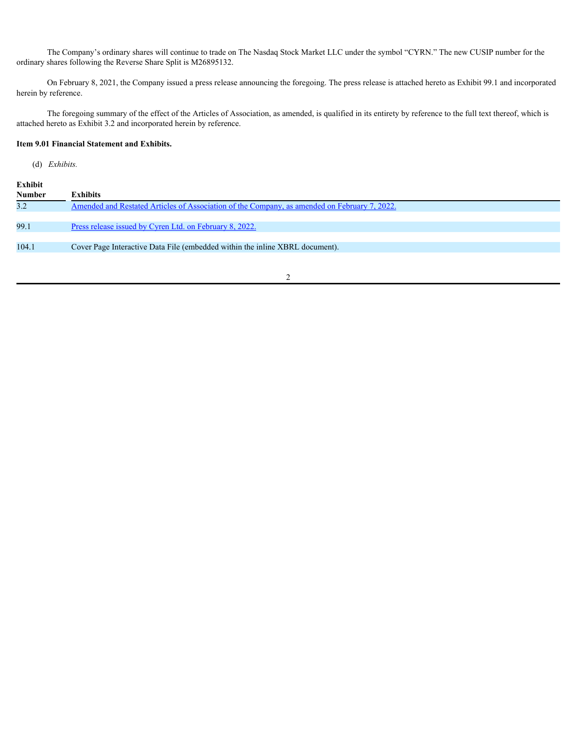The Company's ordinary shares will continue to trade on The Nasdaq Stock Market LLC under the symbol "CYRN." The new CUSIP number for the ordinary shares following the Reverse Share Split is M26895132.

On February 8, 2021, the Company issued a press release announcing the foregoing. The press release is attached hereto as Exhibit 99.1 and incorporated herein by reference.

The foregoing summary of the effect of the Articles of Association, as amended, is qualified in its entirety by reference to the full text thereof, which is attached hereto as Exhibit 3.2 and incorporated herein by reference.

**Item 9.01 Financial Statement and Exhibits.**

(d) *Exhibits.*

| Exhibit Number | Exhibits |
|---|---|
| 3.2 | Amended and Restated Articles of Association of the Company, as amended on February 7, 2022. |
| 99.1 | Press release issued by Cyren Ltd. on February 8, 2022. |
| 104.1 | Cover Page Interactive Data File (embedded within the inline XBRL document). |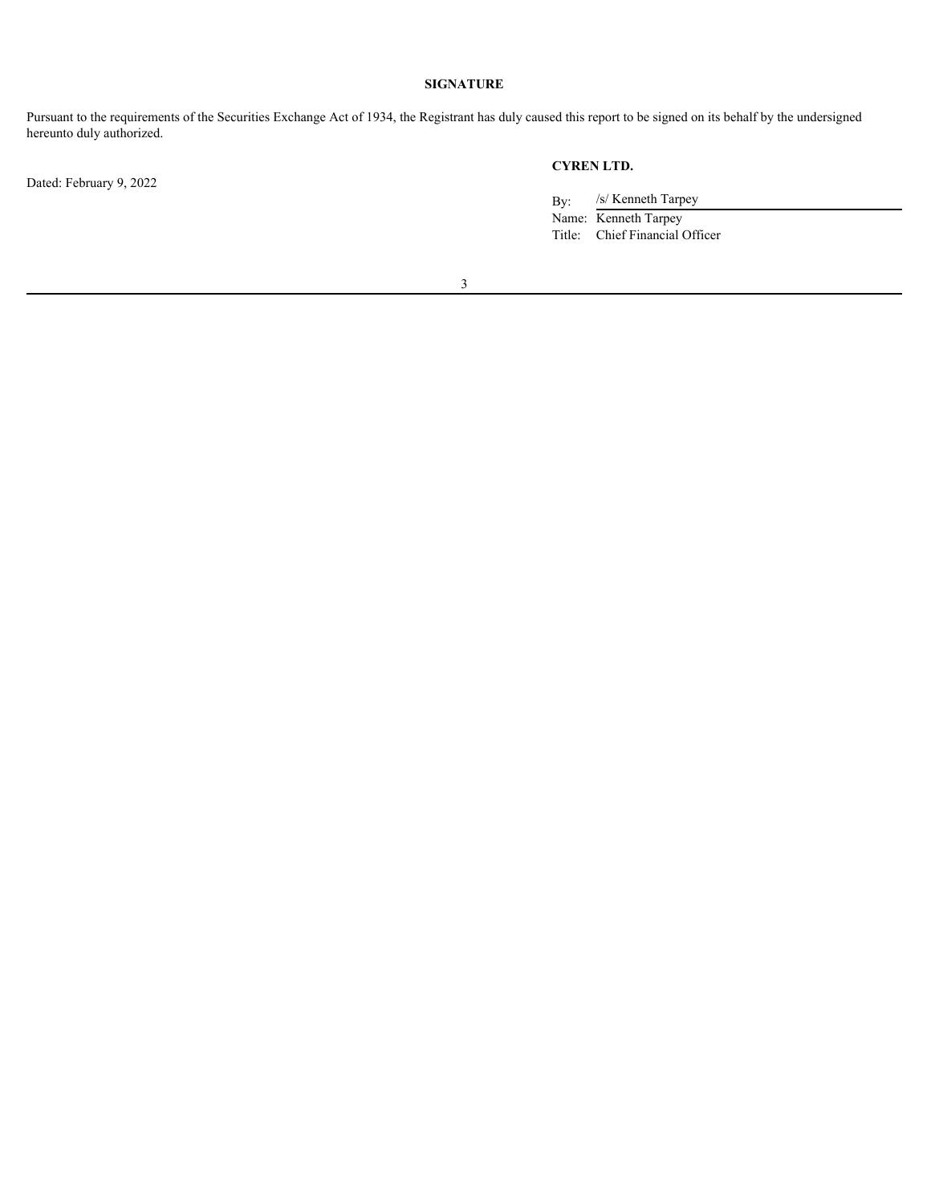**SIGNATURE**

Pursuant to the requirements of the Securities Exchange Act of 1934, the Registrant has duly caused this report to be signed on its behalf by the undersigned hereunto duly authorized.

Dated: February 9, 2022

**CYREN LTD.**

By: /s/ Kenneth Tarpey
Name: Kenneth Tarpey
Title: Chief Financial Officer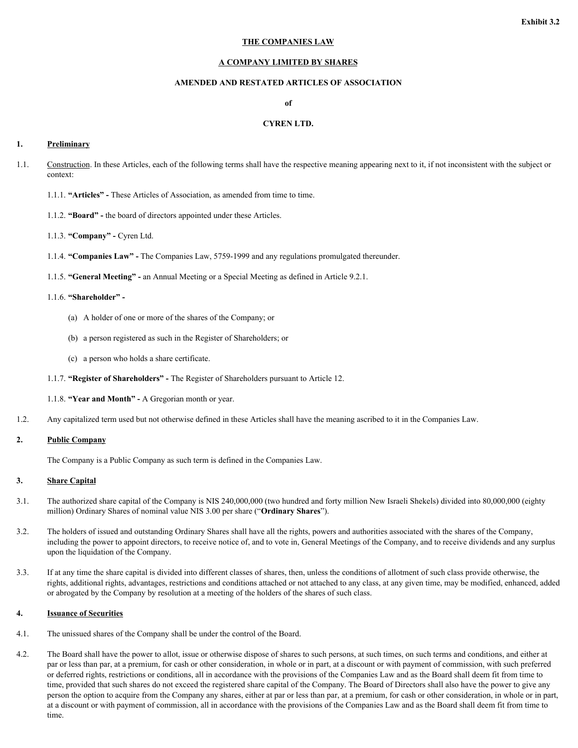**Exhibit 3.2**

**THE COMPANIES LAW**

**A COMPANY LIMITED BY SHARES**

**AMENDED AND RESTATED ARTICLES OF ASSOCIATION**

**of**

**CYREN LTD.**

**1. Preliminary**

1.1. Construction. In these Articles, each of the following terms shall have the respective meaning appearing next to it, if not inconsistent with the subject or context:

1.1.1. **"Articles" -** These Articles of Association, as amended from time to time.

1.1.2. **"Board" -** the board of directors appointed under these Articles.

1.1.3. **"Company" -** Cyren Ltd.

1.1.4. **"Companies Law" -** The Companies Law, 5759-1999 and any regulations promulgated thereunder.

1.1.5. **"General Meeting" -** an Annual Meeting or a Special Meeting as defined in Article 9.2.1.

1.1.6. **"Shareholder" -**

(a) A holder of one or more of the shares of the Company; or

(b) a person registered as such in the Register of Shareholders; or

(c) a person who holds a share certificate.

1.1.7. **"Register of Shareholders" -** The Register of Shareholders pursuant to Article 12.

1.1.8. **"Year and Month" -** A Gregorian month or year.

1.2. Any capitalized term used but not otherwise defined in these Articles shall have the meaning ascribed to it in the Companies Law.

**2. Public Company**

The Company is a Public Company as such term is defined in the Companies Law.

**3. Share Capital**

3.1. The authorized share capital of the Company is NIS 240,000,000 (two hundred and forty million New Israeli Shekels) divided into 80,000,000 (eighty million) Ordinary Shares of nominal value NIS 3.00 per share ("**Ordinary Shares**").

3.2. The holders of issued and outstanding Ordinary Shares shall have all the rights, powers and authorities associated with the shares of the Company, including the power to appoint directors, to receive notice of, and to vote in, General Meetings of the Company, and to receive dividends and any surplus upon the liquidation of the Company.

3.3. If at any time the share capital is divided into different classes of shares, then, unless the conditions of allotment of such class provide otherwise, the rights, additional rights, advantages, restrictions and conditions attached or not attached to any class, at any given time, may be modified, enhanced, added or abrogated by the Company by resolution at a meeting of the holders of the shares of such class.

**4. Issuance of Securities**

4.1. The unissued shares of the Company shall be under the control of the Board.

4.2. The Board shall have the power to allot, issue or otherwise dispose of shares to such persons, at such times, on such terms and conditions, and either at par or less than par, at a premium, for cash or other consideration, in whole or in part, at a discount or with payment of commission, with such preferred or deferred rights, restrictions or conditions, all in accordance with the provisions of the Companies Law and as the Board shall deem fit from time to time, provided that such shares do not exceed the registered share capital of the Company. The Board of Directors shall also have the power to give any person the option to acquire from the Company any shares, either at par or less than par, at a premium, for cash or other consideration, in whole or in part, at a discount or with payment of commission, all in accordance with the provisions of the Companies Law and as the Board shall deem fit from time to time.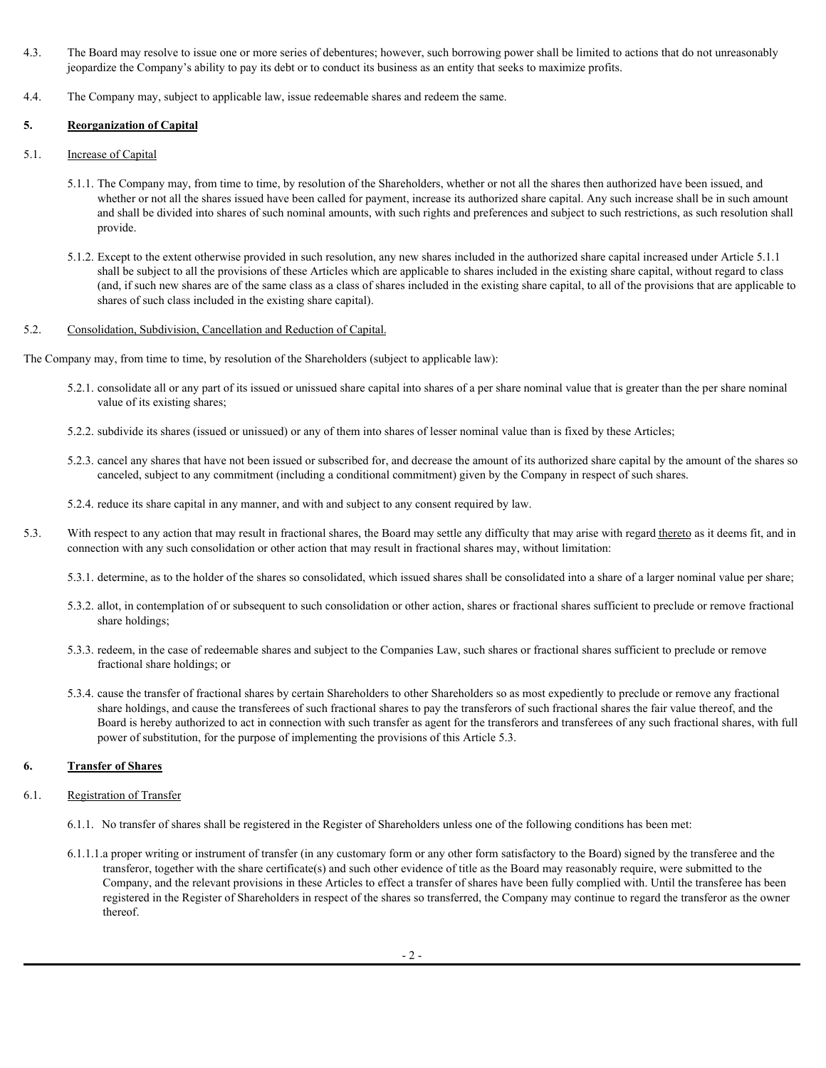4.3. The Board may resolve to issue one or more series of debentures; however, such borrowing power shall be limited to actions that do not unreasonably jeopardize the Company's ability to pay its debt or to conduct its business as an entity that seeks to maximize profits.

4.4. The Company may, subject to applicable law, issue redeemable shares and redeem the same.

**5. Reorganization of Capital**

5.1. Increase of Capital

5.1.1. The Company may, from time to time, by resolution of the Shareholders, whether or not all the shares then authorized have been issued, and whether or not all the shares issued have been called for payment, increase its authorized share capital. Any such increase shall be in such amount and shall be divided into shares of such nominal amounts, with such rights and preferences and subject to such restrictions, as such resolution shall provide.

5.1.2. Except to the extent otherwise provided in such resolution, any new shares included in the authorized share capital increased under Article 5.1.1 shall be subject to all the provisions of these Articles which are applicable to shares included in the existing share capital, without regard to class (and, if such new shares are of the same class as a class of shares included in the existing share capital, to all of the provisions that are applicable to shares of such class included in the existing share capital).

5.2. Consolidation, Subdivision, Cancellation and Reduction of Capital.

The Company may, from time to time, by resolution of the Shareholders (subject to applicable law):

5.2.1. consolidate all or any part of its issued or unissued share capital into shares of a per share nominal value that is greater than the per share nominal value of its existing shares;

5.2.2. subdivide its shares (issued or unissued) or any of them into shares of lesser nominal value than is fixed by these Articles;

5.2.3. cancel any shares that have not been issued or subscribed for, and decrease the amount of its authorized share capital by the amount of the shares so canceled, subject to any commitment (including a conditional commitment) given by the Company in respect of such shares.

5.2.4. reduce its share capital in any manner, and with and subject to any consent required by law.

5.3. With respect to any action that may result in fractional shares, the Board may settle any difficulty that may arise with regard thereto as it deems fit, and in connection with any such consolidation or other action that may result in fractional shares may, without limitation:

5.3.1. determine, as to the holder of the shares so consolidated, which issued shares shall be consolidated into a share of a larger nominal value per share;

5.3.2. allot, in contemplation of or subsequent to such consolidation or other action, shares or fractional shares sufficient to preclude or remove fractional share holdings;

5.3.3. redeem, in the case of redeemable shares and subject to the Companies Law, such shares or fractional shares sufficient to preclude or remove fractional share holdings; or

5.3.4. cause the transfer of fractional shares by certain Shareholders to other Shareholders so as most expediently to preclude or remove any fractional share holdings, and cause the transferees of such fractional shares to pay the transferors of such fractional shares the fair value thereof, and the Board is hereby authorized to act in connection with such transfer as agent for the transferors and transferees of any such fractional shares, with full power of substitution, for the purpose of implementing the provisions of this Article 5.3.

**6. Transfer of Shares**

6.1. Registration of Transfer

6.1.1. No transfer of shares shall be registered in the Register of Shareholders unless one of the following conditions has been met:

6.1.1.1. a proper writing or instrument of transfer (in any customary form or any other form satisfactory to the Board) signed by the transferee and the transferor, together with the share certificate(s) and such other evidence of title as the Board may reasonably require, were submitted to the Company, and the relevant provisions in these Articles to effect a transfer of shares have been fully complied with. Until the transferee has been registered in the Register of Shareholders in respect of the shares so transferred, the Company may continue to regard the transferor as the owner thereof.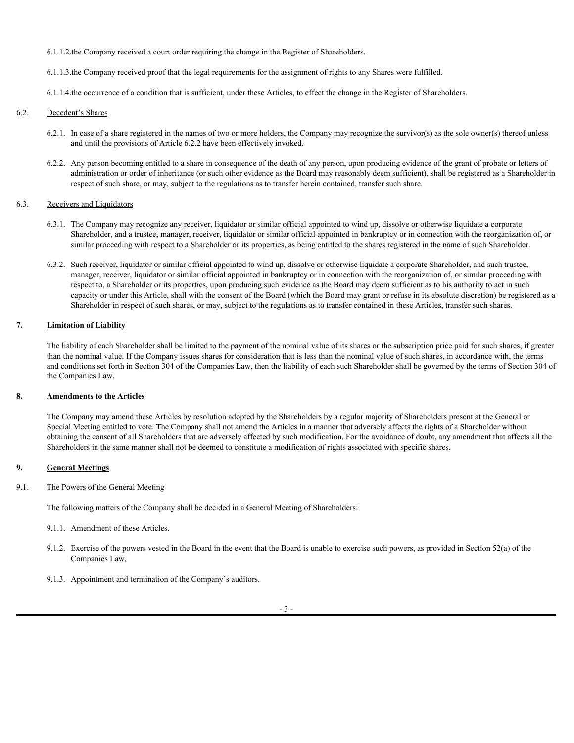6.1.1.2.the Company received a court order requiring the change in the Register of Shareholders.

6.1.1.3.the Company received proof that the legal requirements for the assignment of rights to any Shares were fulfilled.

6.1.1.4.the occurrence of a condition that is sufficient, under these Articles, to effect the change in the Register of Shareholders.

6.2. Decedent's Shares

6.2.1. In case of a share registered in the names of two or more holders, the Company may recognize the survivor(s) as the sole owner(s) thereof unless and until the provisions of Article 6.2.2 have been effectively invoked.

6.2.2. Any person becoming entitled to a share in consequence of the death of any person, upon producing evidence of the grant of probate or letters of administration or order of inheritance (or such other evidence as the Board may reasonably deem sufficient), shall be registered as a Shareholder in respect of such share, or may, subject to the regulations as to transfer herein contained, transfer such share.

6.3. Receivers and Liquidators

6.3.1. The Company may recognize any receiver, liquidator or similar official appointed to wind up, dissolve or otherwise liquidate a corporate Shareholder, and a trustee, manager, receiver, liquidator or similar official appointed in bankruptcy or in connection with the reorganization of, or similar proceeding with respect to a Shareholder or its properties, as being entitled to the shares registered in the name of such Shareholder.

6.3.2. Such receiver, liquidator or similar official appointed to wind up, dissolve or otherwise liquidate a corporate Shareholder, and such trustee, manager, receiver, liquidator or similar official appointed in bankruptcy or in connection with the reorganization of, or similar proceeding with respect to, a Shareholder or its properties, upon producing such evidence as the Board may deem sufficient as to his authority to act in such capacity or under this Article, shall with the consent of the Board (which the Board may grant or refuse in its absolute discretion) be registered as a Shareholder in respect of such shares, or may, subject to the regulations as to transfer contained in these Articles, transfer such shares.

## 7. Limitation of Liability

The liability of each Shareholder shall be limited to the payment of the nominal value of its shares or the subscription price paid for such shares, if greater than the nominal value. If the Company issues shares for consideration that is less than the nominal value of such shares, in accordance with, the terms and conditions set forth in Section 304 of the Companies Law, then the liability of each such Shareholder shall be governed by the terms of Section 304 of the Companies Law.

## 8. Amendments to the Articles

The Company may amend these Articles by resolution adopted by the Shareholders by a regular majority of Shareholders present at the General or Special Meeting entitled to vote. The Company shall not amend the Articles in a manner that adversely affects the rights of a Shareholder without obtaining the consent of all Shareholders that are adversely affected by such modification. For the avoidance of doubt, any amendment that affects all the Shareholders in the same manner shall not be deemed to constitute a modification of rights associated with specific shares.

## 9. General Meetings

9.1. The Powers of the General Meeting

The following matters of the Company shall be decided in a General Meeting of Shareholders:

9.1.1. Amendment of these Articles.

9.1.2. Exercise of the powers vested in the Board in the event that the Board is unable to exercise such powers, as provided in Section 52(a) of the Companies Law.

9.1.3. Appointment and termination of the Company's auditors.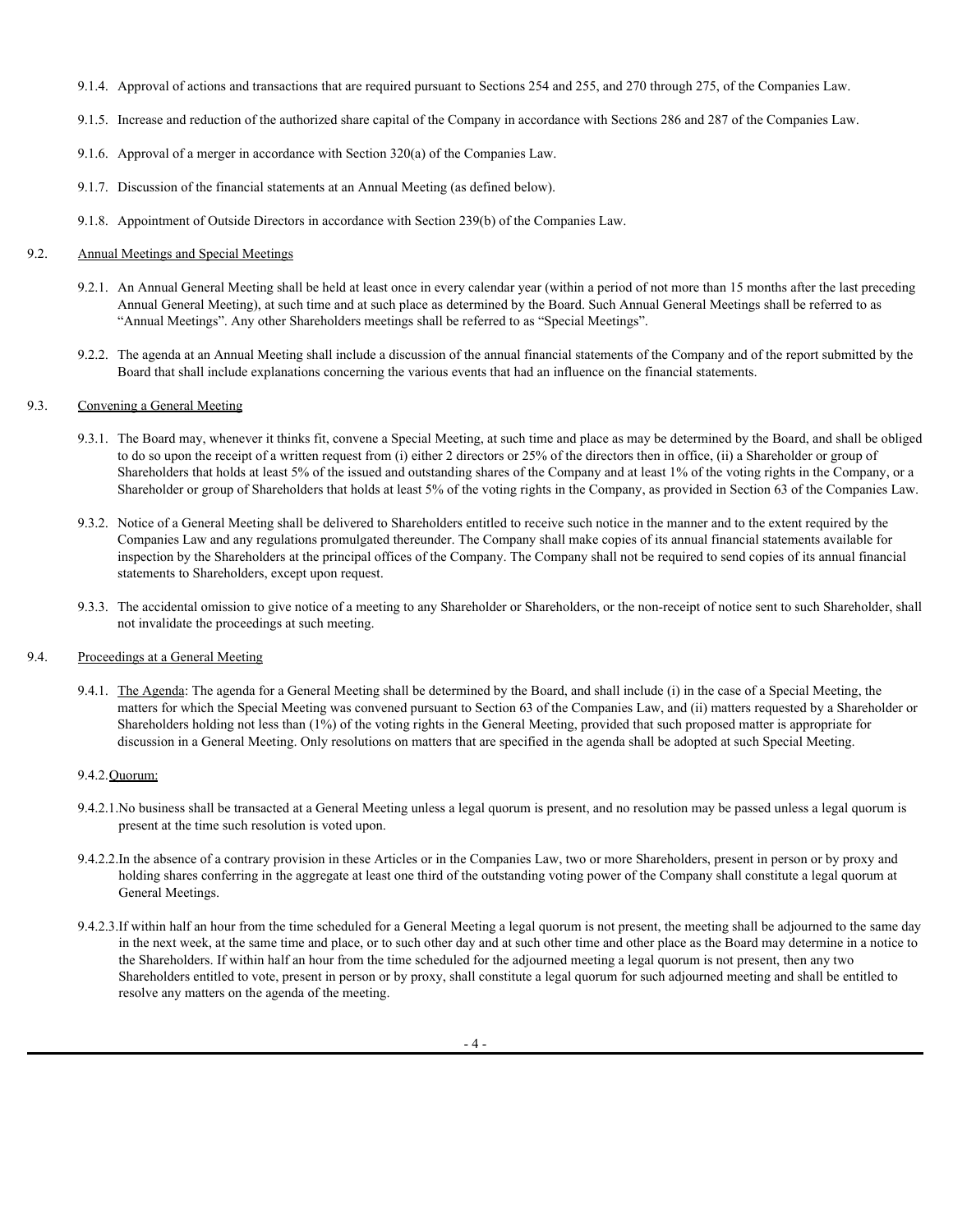9.1.4. Approval of actions and transactions that are required pursuant to Sections 254 and 255, and 270 through 275, of the Companies Law.

9.1.5. Increase and reduction of the authorized share capital of the Company in accordance with Sections 286 and 287 of the Companies Law.

9.1.6. Approval of a merger in accordance with Section 320(a) of the Companies Law.

9.1.7. Discussion of the financial statements at an Annual Meeting (as defined below).

9.1.8. Appointment of Outside Directors in accordance with Section 239(b) of the Companies Law.

9.2. Annual Meetings and Special Meetings

9.2.1. An Annual General Meeting shall be held at least once in every calendar year (within a period of not more than 15 months after the last preceding Annual General Meeting), at such time and at such place as determined by the Board. Such Annual General Meetings shall be referred to as "Annual Meetings". Any other Shareholders meetings shall be referred to as "Special Meetings".

9.2.2. The agenda at an Annual Meeting shall include a discussion of the annual financial statements of the Company and of the report submitted by the Board that shall include explanations concerning the various events that had an influence on the financial statements.

9.3. Convening a General Meeting

9.3.1. The Board may, whenever it thinks fit, convene a Special Meeting, at such time and place as may be determined by the Board, and shall be obliged to do so upon the receipt of a written request from (i) either 2 directors or 25% of the directors then in office, (ii) a Shareholder or group of Shareholders that holds at least 5% of the issued and outstanding shares of the Company and at least 1% of the voting rights in the Company, or a Shareholder or group of Shareholders that holds at least 5% of the voting rights in the Company, as provided in Section 63 of the Companies Law.

9.3.2. Notice of a General Meeting shall be delivered to Shareholders entitled to receive such notice in the manner and to the extent required by the Companies Law and any regulations promulgated thereunder. The Company shall make copies of its annual financial statements available for inspection by the Shareholders at the principal offices of the Company. The Company shall not be required to send copies of its annual financial statements to Shareholders, except upon request.

9.3.3. The accidental omission to give notice of a meeting to any Shareholder or Shareholders, or the non-receipt of notice sent to such Shareholder, shall not invalidate the proceedings at such meeting.

9.4. Proceedings at a General Meeting

9.4.1. The Agenda: The agenda for a General Meeting shall be determined by the Board, and shall include (i) in the case of a Special Meeting, the matters for which the Special Meeting was convened pursuant to Section 63 of the Companies Law, and (ii) matters requested by a Shareholder or Shareholders holding not less than (1%) of the voting rights in the General Meeting, provided that such proposed matter is appropriate for discussion in a General Meeting. Only resolutions on matters that are specified in the agenda shall be adopted at such Special Meeting.

9.4.2. Quorum:

9.4.2.1. No business shall be transacted at a General Meeting unless a legal quorum is present, and no resolution may be passed unless a legal quorum is present at the time such resolution is voted upon.

9.4.2.2. In the absence of a contrary provision in these Articles or in the Companies Law, two or more Shareholders, present in person or by proxy and holding shares conferring in the aggregate at least one third of the outstanding voting power of the Company shall constitute a legal quorum at General Meetings.

9.4.2.3. If within half an hour from the time scheduled for a General Meeting a legal quorum is not present, the meeting shall be adjourned to the same day in the next week, at the same time and place, or to such other day and at such other time and other place as the Board may determine in a notice to the Shareholders. If within half an hour from the time scheduled for the adjourned meeting a legal quorum is not present, then any two Shareholders entitled to vote, present in person or by proxy, shall constitute a legal quorum for such adjourned meeting and shall be entitled to resolve any matters on the agenda of the meeting.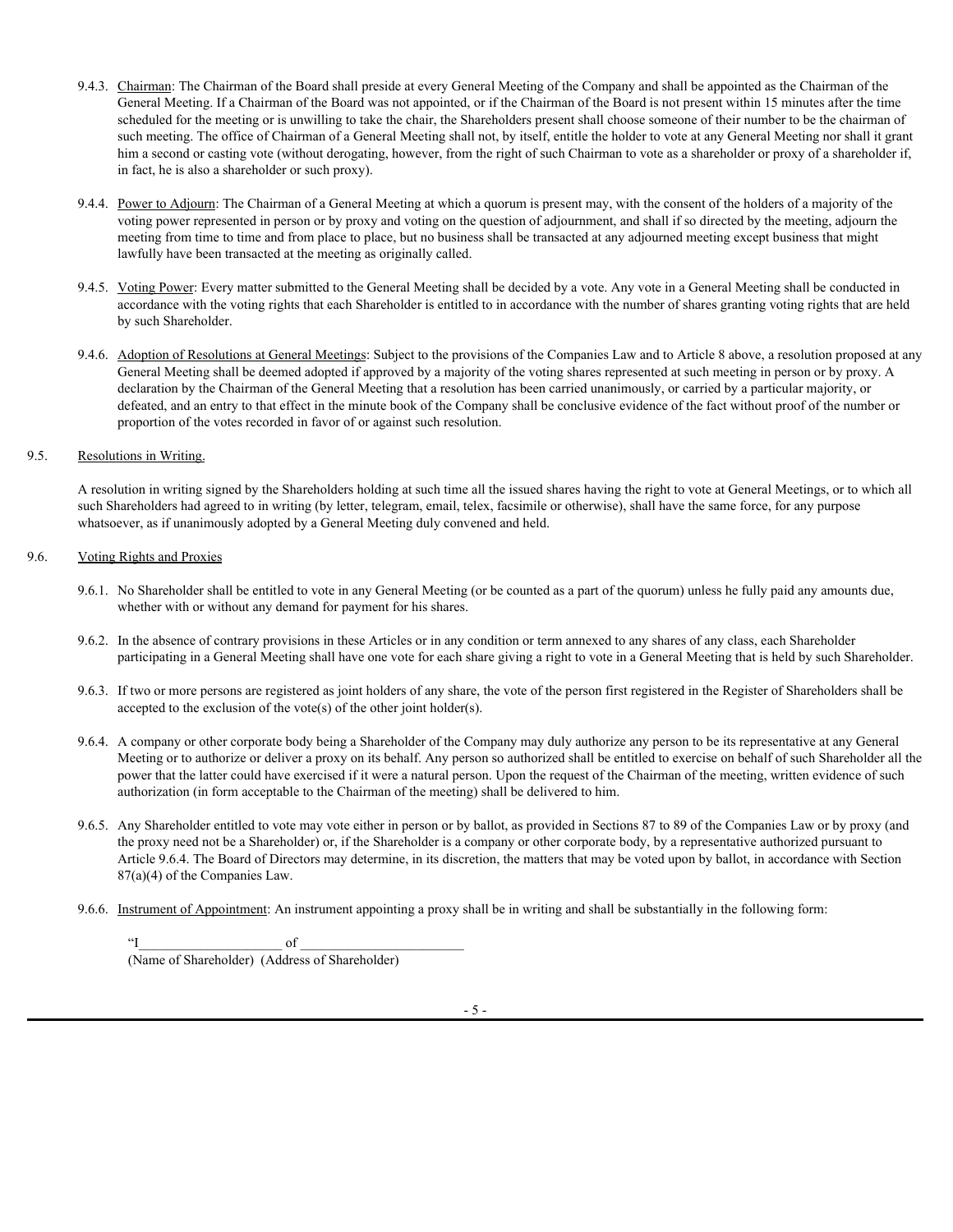9.4.3. Chairman: The Chairman of the Board shall preside at every General Meeting of the Company and shall be appointed as the Chairman of the General Meeting. If a Chairman of the Board was not appointed, or if the Chairman of the Board is not present within 15 minutes after the time scheduled for the meeting or is unwilling to take the chair, the Shareholders present shall choose someone of their number to be the chairman of such meeting. The office of Chairman of a General Meeting shall not, by itself, entitle the holder to vote at any General Meeting nor shall it grant him a second or casting vote (without derogating, however, from the right of such Chairman to vote as a shareholder or proxy of a shareholder if, in fact, he is also a shareholder or such proxy).

9.4.4. Power to Adjourn: The Chairman of a General Meeting at which a quorum is present may, with the consent of the holders of a majority of the voting power represented in person or by proxy and voting on the question of adjournment, and shall if so directed by the meeting, adjourn the meeting from time to time and from place to place, but no business shall be transacted at any adjourned meeting except business that might lawfully have been transacted at the meeting as originally called.

9.4.5. Voting Power: Every matter submitted to the General Meeting shall be decided by a vote. Any vote in a General Meeting shall be conducted in accordance with the voting rights that each Shareholder is entitled to in accordance with the number of shares granting voting rights that are held by such Shareholder.

9.4.6. Adoption of Resolutions at General Meetings: Subject to the provisions of the Companies Law and to Article 8 above, a resolution proposed at any General Meeting shall be deemed adopted if approved by a majority of the voting shares represented at such meeting in person or by proxy. A declaration by the Chairman of the General Meeting that a resolution has been carried unanimously, or carried by a particular majority, or defeated, and an entry to that effect in the minute book of the Company shall be conclusive evidence of the fact without proof of the number or proportion of the votes recorded in favor of or against such resolution.

9.5. Resolutions in Writing.

A resolution in writing signed by the Shareholders holding at such time all the issued shares having the right to vote at General Meetings, or to which all such Shareholders had agreed to in writing (by letter, telegram, email, telex, facsimile or otherwise), shall have the same force, for any purpose whatsoever, as if unanimously adopted by a General Meeting duly convened and held.

9.6. Voting Rights and Proxies

9.6.1. No Shareholder shall be entitled to vote in any General Meeting (or be counted as a part of the quorum) unless he fully paid any amounts due, whether with or without any demand for payment for his shares.

9.6.2. In the absence of contrary provisions in these Articles or in any condition or term annexed to any shares of any class, each Shareholder participating in a General Meeting shall have one vote for each share giving a right to vote in a General Meeting that is held by such Shareholder.

9.6.3. If two or more persons are registered as joint holders of any share, the vote of the person first registered in the Register of Shareholders shall be accepted to the exclusion of the vote(s) of the other joint holder(s).

9.6.4. A company or other corporate body being a Shareholder of the Company may duly authorize any person to be its representative at any General Meeting or to authorize or deliver a proxy on its behalf. Any person so authorized shall be entitled to exercise on behalf of such Shareholder all the power that the latter could have exercised if it were a natural person. Upon the request of the Chairman of the meeting, written evidence of such authorization (in form acceptable to the Chairman of the meeting) shall be delivered to him.

9.6.5. Any Shareholder entitled to vote may vote either in person or by ballot, as provided in Sections 87 to 89 of the Companies Law or by proxy (and the proxy need not be a Shareholder) or, if the Shareholder is a company or other corporate body, by a representative authorized pursuant to Article 9.6.4. The Board of Directors may determine, in its discretion, the matters that may be voted upon by ballot, in accordance with Section 87(a)(4) of the Companies Law.

9.6.6. Instrument of Appointment: An instrument appointing a proxy shall be in writing and shall be substantially in the following form:

"I_____________________ of ________________________
(Name of Shareholder) (Address of Shareholder)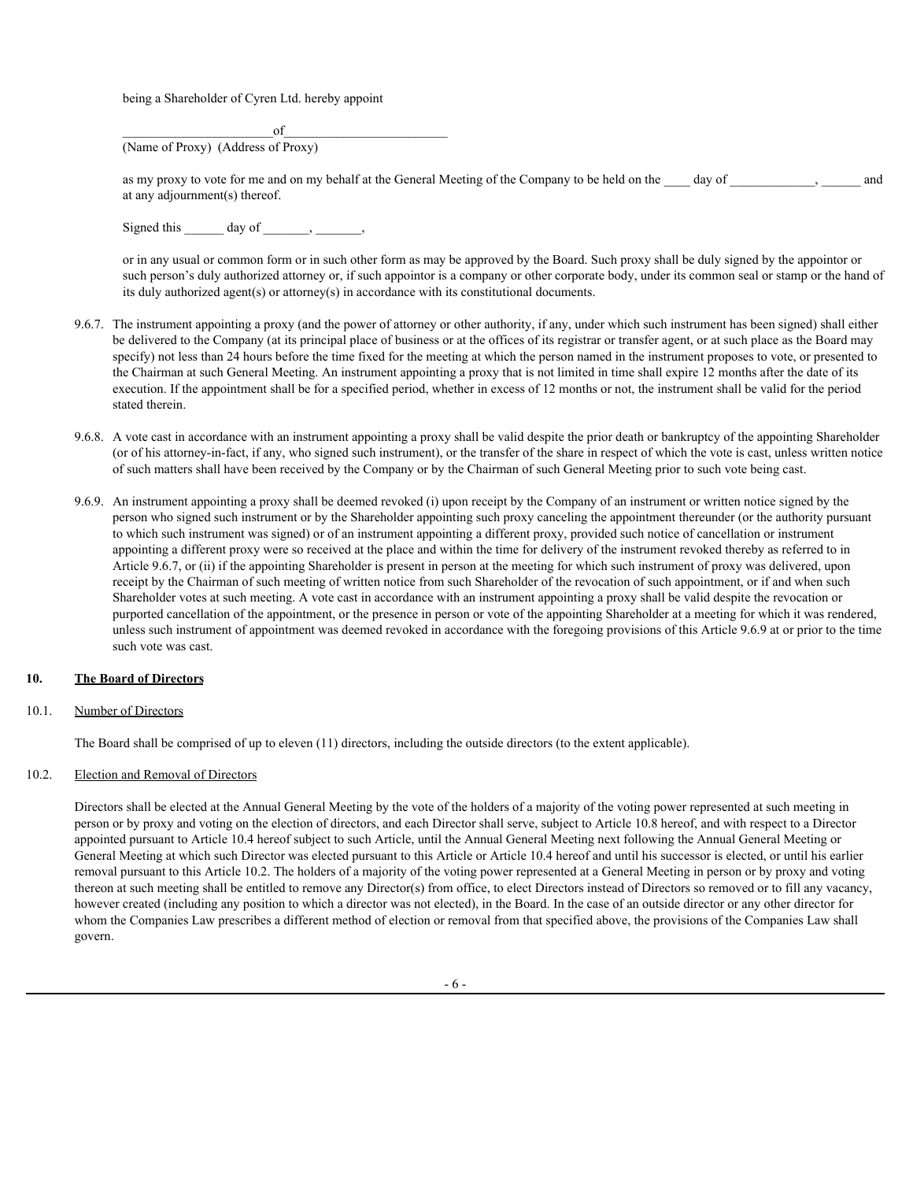being a Shareholder of Cyren Ltd. hereby appoint

_______________________of_________________________
(Name of Proxy) (Address of Proxy)

as my proxy to vote for me and on my behalf at the General Meeting of the Company to be held on the ____ day of _____________, ______ and at any adjournment(s) thereof.

Signed this ______ day of _______, _______,

or in any usual or common form or in such other form as may be approved by the Board. Such proxy shall be duly signed by the appointor or such person's duly authorized attorney or, if such appointor is a company or other corporate body, under its common seal or stamp or the hand of its duly authorized agent(s) or attorney(s) in accordance with its constitutional documents.

9.6.7. The instrument appointing a proxy (and the power of attorney or other authority, if any, under which such instrument has been signed) shall either be delivered to the Company (at its principal place of business or at the offices of its registrar or transfer agent, or at such place as the Board may specify) not less than 24 hours before the time fixed for the meeting at which the person named in the instrument proposes to vote, or presented to the Chairman at such General Meeting. An instrument appointing a proxy that is not limited in time shall expire 12 months after the date of its execution. If the appointment shall be for a specified period, whether in excess of 12 months or not, the instrument shall be valid for the period stated therein.

9.6.8. A vote cast in accordance with an instrument appointing a proxy shall be valid despite the prior death or bankruptcy of the appointing Shareholder (or of his attorney-in-fact, if any, who signed such instrument), or the transfer of the share in respect of which the vote is cast, unless written notice of such matters shall have been received by the Company or by the Chairman of such General Meeting prior to such vote being cast.

9.6.9. An instrument appointing a proxy shall be deemed revoked (i) upon receipt by the Company of an instrument or written notice signed by the person who signed such instrument or by the Shareholder appointing such proxy canceling the appointment thereunder (or the authority pursuant to which such instrument was signed) or of an instrument appointing a different proxy, provided such notice of cancellation or instrument appointing a different proxy were so received at the place and within the time for delivery of the instrument revoked thereby as referred to in Article 9.6.7, or (ii) if the appointing Shareholder is present in person at the meeting for which such instrument of proxy was delivered, upon receipt by the Chairman of such meeting of written notice from such Shareholder of the revocation of such appointment, or if and when such Shareholder votes at such meeting. A vote cast in accordance with an instrument appointing a proxy shall be valid despite the revocation or purported cancellation of the appointment, or the presence in person or vote of the appointing Shareholder at a meeting for which it was rendered, unless such instrument of appointment was deemed revoked in accordance with the foregoing provisions of this Article 9.6.9 at or prior to the time such vote was cast.

## 10. The Board of Directors

### 10.1. Number of Directors

The Board shall be comprised of up to eleven (11) directors, including the outside directors (to the extent applicable).

### 10.2. Election and Removal of Directors

Directors shall be elected at the Annual General Meeting by the vote of the holders of a majority of the voting power represented at such meeting in person or by proxy and voting on the election of directors, and each Director shall serve, subject to Article 10.8 hereof, and with respect to a Director appointed pursuant to Article 10.4 hereof subject to such Article, until the Annual General Meeting next following the Annual General Meeting or General Meeting at which such Director was elected pursuant to this Article or Article 10.4 hereof and until his successor is elected, or until his earlier removal pursuant to this Article 10.2. The holders of a majority of the voting power represented at a General Meeting in person or by proxy and voting thereon at such meeting shall be entitled to remove any Director(s) from office, to elect Directors instead of Directors so removed or to fill any vacancy, however created (including any position to which a director was not elected), in the Board. In the case of an outside director or any other director for whom the Companies Law prescribes a different method of election or removal from that specified above, the provisions of the Companies Law shall govern.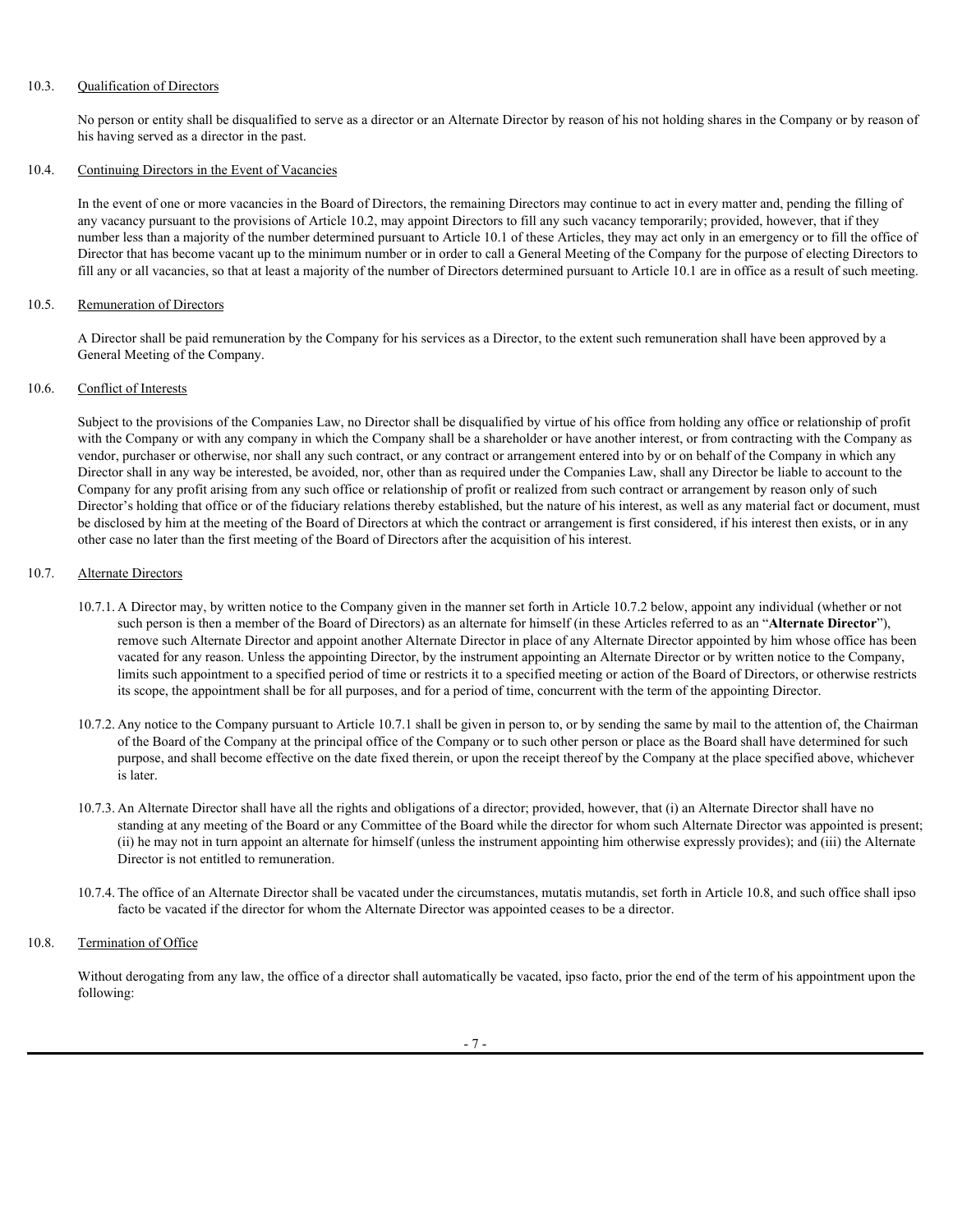10.3. Qualification of Directors

No person or entity shall be disqualified to serve as a director or an Alternate Director by reason of his not holding shares in the Company or by reason of his having served as a director in the past.

10.4. Continuing Directors in the Event of Vacancies

In the event of one or more vacancies in the Board of Directors, the remaining Directors may continue to act in every matter and, pending the filling of any vacancy pursuant to the provisions of Article 10.2, may appoint Directors to fill any such vacancy temporarily; provided, however, that if they number less than a majority of the number determined pursuant to Article 10.1 of these Articles, they may act only in an emergency or to fill the office of Director that has become vacant up to the minimum number or in order to call a General Meeting of the Company for the purpose of electing Directors to fill any or all vacancies, so that at least a majority of the number of Directors determined pursuant to Article 10.1 are in office as a result of such meeting.

10.5. Remuneration of Directors

A Director shall be paid remuneration by the Company for his services as a Director, to the extent such remuneration shall have been approved by a General Meeting of the Company.

10.6. Conflict of Interests

Subject to the provisions of the Companies Law, no Director shall be disqualified by virtue of his office from holding any office or relationship of profit with the Company or with any company in which the Company shall be a shareholder or have another interest, or from contracting with the Company as vendor, purchaser or otherwise, nor shall any such contract, or any contract or arrangement entered into by or on behalf of the Company in which any Director shall in any way be interested, be avoided, nor, other than as required under the Companies Law, shall any Director be liable to account to the Company for any profit arising from any such office or relationship of profit or realized from such contract or arrangement by reason only of such Director's holding that office or of the fiduciary relations thereby established, but the nature of his interest, as well as any material fact or document, must be disclosed by him at the meeting of the Board of Directors at which the contract or arrangement is first considered, if his interest then exists, or in any other case no later than the first meeting of the Board of Directors after the acquisition of his interest.

10.7. Alternate Directors

10.7.1. A Director may, by written notice to the Company given in the manner set forth in Article 10.7.2 below, appoint any individual (whether or not such person is then a member of the Board of Directors) as an alternate for himself (in these Articles referred to as an "**Alternate Director**"), remove such Alternate Director and appoint another Alternate Director in place of any Alternate Director appointed by him whose office has been vacated for any reason. Unless the appointing Director, by the instrument appointing an Alternate Director or by written notice to the Company, limits such appointment to a specified period of time or restricts it to a specified meeting or action of the Board of Directors, or otherwise restricts its scope, the appointment shall be for all purposes, and for a period of time, concurrent with the term of the appointing Director.

10.7.2. Any notice to the Company pursuant to Article 10.7.1 shall be given in person to, or by sending the same by mail to the attention of, the Chairman of the Board of the Company at the principal office of the Company or to such other person or place as the Board shall have determined for such purpose, and shall become effective on the date fixed therein, or upon the receipt thereof by the Company at the place specified above, whichever is later.

10.7.3. An Alternate Director shall have all the rights and obligations of a director; provided, however, that (i) an Alternate Director shall have no standing at any meeting of the Board or any Committee of the Board while the director for whom such Alternate Director was appointed is present; (ii) he may not in turn appoint an alternate for himself (unless the instrument appointing him otherwise expressly provides); and (iii) the Alternate Director is not entitled to remuneration.

10.7.4. The office of an Alternate Director shall be vacated under the circumstances, mutatis mutandis, set forth in Article 10.8, and such office shall ipso facto be vacated if the director for whom the Alternate Director was appointed ceases to be a director.

10.8. Termination of Office

Without derogating from any law, the office of a director shall automatically be vacated, ipso facto, prior the end of the term of his appointment upon the following: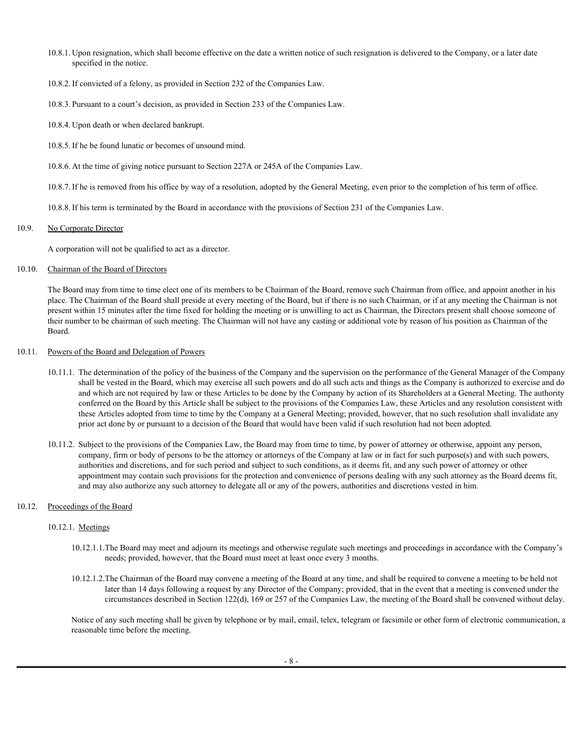10.8.1. Upon resignation, which shall become effective on the date a written notice of such resignation is delivered to the Company, or a later date specified in the notice.

10.8.2. If convicted of a felony, as provided in Section 232 of the Companies Law.

10.8.3. Pursuant to a court's decision, as provided in Section 233 of the Companies Law.

10.8.4. Upon death or when declared bankrupt.

10.8.5. If he be found lunatic or becomes of unsound mind.

10.8.6. At the time of giving notice pursuant to Section 227A or 245A of the Companies Law.

10.8.7. If he is removed from his office by way of a resolution, adopted by the General Meeting, even prior to the completion of his term of office.

10.8.8. If his term is terminated by the Board in accordance with the provisions of Section 231 of the Companies Law.

10.9. No Corporate Director

A corporation will not be qualified to act as a director.

10.10. Chairman of the Board of Directors

The Board may from time to time elect one of its members to be Chairman of the Board, remove such Chairman from office, and appoint another in his place. The Chairman of the Board shall preside at every meeting of the Board, but if there is no such Chairman, or if at any meeting the Chairman is not present within 15 minutes after the time fixed for holding the meeting or is unwilling to act as Chairman, the Directors present shall choose someone of their number to be chairman of such meeting. The Chairman will not have any casting or additional vote by reason of his position as Chairman of the Board.

10.11. Powers of the Board and Delegation of Powers

10.11.1. The determination of the policy of the business of the Company and the supervision on the performance of the General Manager of the Company shall be vested in the Board, which may exercise all such powers and do all such acts and things as the Company is authorized to exercise and do and which are not required by law or these Articles to be done by the Company by action of its Shareholders at a General Meeting. The authority conferred on the Board by this Article shall be subject to the provisions of the Companies Law, these Articles and any resolution consistent with these Articles adopted from time to time by the Company at a General Meeting; provided, however, that no such resolution shall invalidate any prior act done by or pursuant to a decision of the Board that would have been valid if such resolution had not been adopted.

10.11.2. Subject to the provisions of the Companies Law, the Board may from time to time, by power of attorney or otherwise, appoint any person, company, firm or body of persons to be the attorney or attorneys of the Company at law or in fact for such purpose(s) and with such powers, authorities and discretions, and for such period and subject to such conditions, as it deems fit, and any such power of attorney or other appointment may contain such provisions for the protection and convenience of persons dealing with any such attorney as the Board deems fit, and may also authorize any such attorney to delegate all or any of the powers, authorities and discretions vested in him.

10.12. Proceedings of the Board

10.12.1. Meetings

10.12.1.1. The Board may meet and adjourn its meetings and otherwise regulate such meetings and proceedings in accordance with the Company's needs; provided, however, that the Board must meet at least once every 3 months.

10.12.1.2. The Chairman of the Board may convene a meeting of the Board at any time, and shall be required to convene a meeting to be held not later than 14 days following a request by any Director of the Company; provided, that in the event that a meeting is convened under the circumstances described in Section 122(d), 169 or 257 of the Companies Law, the meeting of the Board shall be convened without delay.

Notice of any such meeting shall be given by telephone or by mail, email, telex, telegram or facsimile or other form of electronic communication, a reasonable time before the meeting.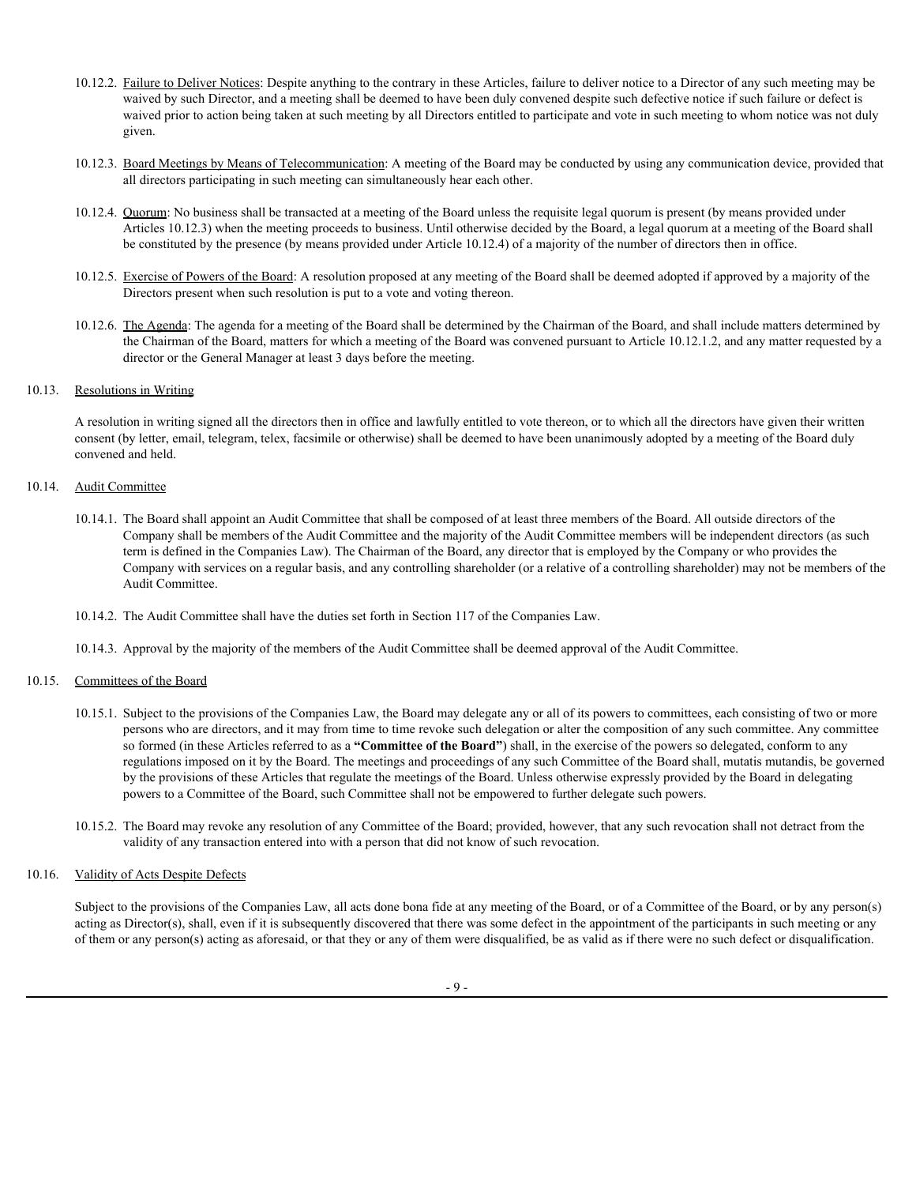10.12.2. Failure to Deliver Notices: Despite anything to the contrary in these Articles, failure to deliver notice to a Director of any such meeting may be waived by such Director, and a meeting shall be deemed to have been duly convened despite such defective notice if such failure or defect is waived prior to action being taken at such meeting by all Directors entitled to participate and vote in such meeting to whom notice was not duly given.

10.12.3. Board Meetings by Means of Telecommunication: A meeting of the Board may be conducted by using any communication device, provided that all directors participating in such meeting can simultaneously hear each other.

10.12.4. Quorum: No business shall be transacted at a meeting of the Board unless the requisite legal quorum is present (by means provided under Articles 10.12.3) when the meeting proceeds to business. Until otherwise decided by the Board, a legal quorum at a meeting of the Board shall be constituted by the presence (by means provided under Article 10.12.4) of a majority of the number of directors then in office.

10.12.5. Exercise of Powers of the Board: A resolution proposed at any meeting of the Board shall be deemed adopted if approved by a majority of the Directors present when such resolution is put to a vote and voting thereon.

10.12.6. The Agenda: The agenda for a meeting of the Board shall be determined by the Chairman of the Board, and shall include matters determined by the Chairman of the Board, matters for which a meeting of the Board was convened pursuant to Article 10.12.1.2, and any matter requested by a director or the General Manager at least 3 days before the meeting.

10.13. Resolutions in Writing

A resolution in writing signed all the directors then in office and lawfully entitled to vote thereon, or to which all the directors have given their written consent (by letter, email, telegram, telex, facsimile or otherwise) shall be deemed to have been unanimously adopted by a meeting of the Board duly convened and held.

10.14. Audit Committee

10.14.1. The Board shall appoint an Audit Committee that shall be composed of at least three members of the Board. All outside directors of the Company shall be members of the Audit Committee and the majority of the Audit Committee members will be independent directors (as such term is defined in the Companies Law). The Chairman of the Board, any director that is employed by the Company or who provides the Company with services on a regular basis, and any controlling shareholder (or a relative of a controlling shareholder) may not be members of the Audit Committee.

10.14.2. The Audit Committee shall have the duties set forth in Section 117 of the Companies Law.

10.14.3. Approval by the majority of the members of the Audit Committee shall be deemed approval of the Audit Committee.

10.15. Committees of the Board

10.15.1. Subject to the provisions of the Companies Law, the Board may delegate any or all of its powers to committees, each consisting of two or more persons who are directors, and it may from time to time revoke such delegation or alter the composition of any such committee. Any committee so formed (in these Articles referred to as a **"Committee of the Board"**) shall, in the exercise of the powers so delegated, conform to any regulations imposed on it by the Board. The meetings and proceedings of any such Committee of the Board shall, mutatis mutandis, be governed by the provisions of these Articles that regulate the meetings of the Board. Unless otherwise expressly provided by the Board in delegating powers to a Committee of the Board, such Committee shall not be empowered to further delegate such powers.

10.15.2. The Board may revoke any resolution of any Committee of the Board; provided, however, that any such revocation shall not detract from the validity of any transaction entered into with a person that did not know of such revocation.

10.16. Validity of Acts Despite Defects

Subject to the provisions of the Companies Law, all acts done bona fide at any meeting of the Board, or of a Committee of the Board, or by any person(s) acting as Director(s), shall, even if it is subsequently discovered that there was some defect in the appointment of the participants in such meeting or any of them or any person(s) acting as aforesaid, or that they or any of them were disqualified, be as valid as if there were no such defect or disqualification.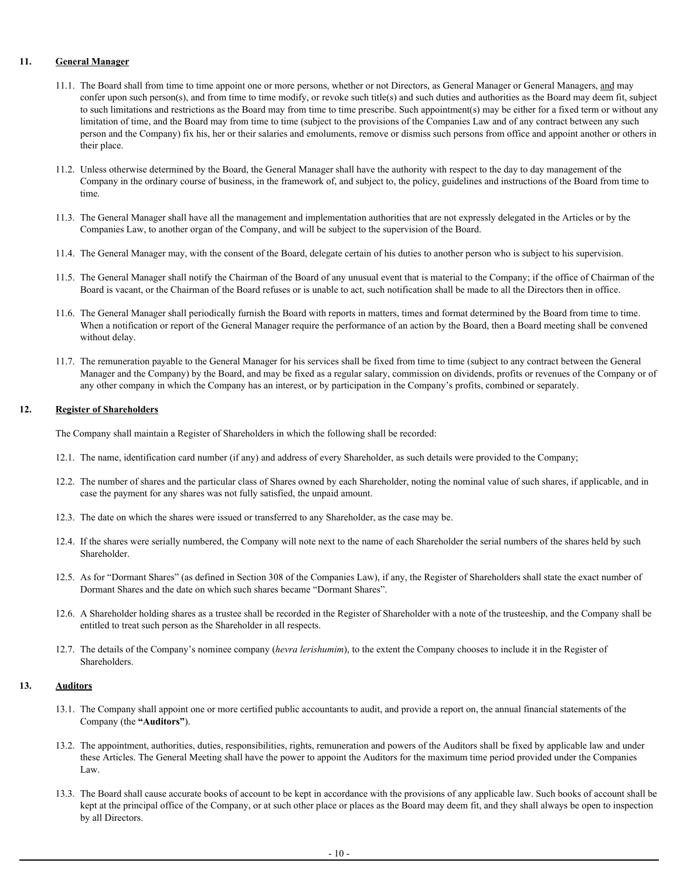## 11. General Manager

11.1. The Board shall from time to time appoint one or more persons, whether or not Directors, as General Manager or General Managers, and may confer upon such person(s), and from time to time modify, or revoke such title(s) and such duties and authorities as the Board may deem fit, subject to such limitations and restrictions as the Board may from time to time prescribe. Such appointment(s) may be either for a fixed term or without any limitation of time, and the Board may from time to time (subject to the provisions of the Companies Law and of any contract between any such person and the Company) fix his, her or their salaries and emoluments, remove or dismiss such persons from office and appoint another or others in their place.

11.2. Unless otherwise determined by the Board, the General Manager shall have the authority with respect to the day to day management of the Company in the ordinary course of business, in the framework of, and subject to, the policy, guidelines and instructions of the Board from time to time.

11.3. The General Manager shall have all the management and implementation authorities that are not expressly delegated in the Articles or by the Companies Law, to another organ of the Company, and will be subject to the supervision of the Board.

11.4. The General Manager may, with the consent of the Board, delegate certain of his duties to another person who is subject to his supervision.

11.5. The General Manager shall notify the Chairman of the Board of any unusual event that is material to the Company; if the office of Chairman of the Board is vacant, or the Chairman of the Board refuses or is unable to act, such notification shall be made to all the Directors then in office.

11.6. The General Manager shall periodically furnish the Board with reports in matters, times and format determined by the Board from time to time. When a notification or report of the General Manager require the performance of an action by the Board, then a Board meeting shall be convened without delay.

11.7. The remuneration payable to the General Manager for his services shall be fixed from time to time (subject to any contract between the General Manager and the Company) by the Board, and may be fixed as a regular salary, commission on dividends, profits or revenues of the Company or of any other company in which the Company has an interest, or by participation in the Company's profits, combined or separately.

## 12. Register of Shareholders

The Company shall maintain a Register of Shareholders in which the following shall be recorded:

12.1. The name, identification card number (if any) and address of every Shareholder, as such details were provided to the Company;

12.2. The number of shares and the particular class of Shares owned by each Shareholder, noting the nominal value of such shares, if applicable, and in case the payment for any shares was not fully satisfied, the unpaid amount.

12.3. The date on which the shares were issued or transferred to any Shareholder, as the case may be.

12.4. If the shares were serially numbered, the Company will note next to the name of each Shareholder the serial numbers of the shares held by such Shareholder.

12.5. As for "Dormant Shares" (as defined in Section 308 of the Companies Law), if any, the Register of Shareholders shall state the exact number of Dormant Shares and the date on which such shares became "Dormant Shares".

12.6. A Shareholder holding shares as a trustee shall be recorded in the Register of Shareholder with a note of the trusteeship, and the Company shall be entitled to treat such person as the Shareholder in all respects.

12.7. The details of the Company's nominee company (*hevra lerishumim*), to the extent the Company chooses to include it in the Register of Shareholders.

## 13. Auditors

13.1. The Company shall appoint one or more certified public accountants to audit, and provide a report on, the annual financial statements of the Company (the **"Auditors"**).

13.2. The appointment, authorities, duties, responsibilities, rights, remuneration and powers of the Auditors shall be fixed by applicable law and under these Articles. The General Meeting shall have the power to appoint the Auditors for the maximum time period provided under the Companies Law.

13.3. The Board shall cause accurate books of account to be kept in accordance with the provisions of any applicable law. Such books of account shall be kept at the principal office of the Company, or at such other place or places as the Board may deem fit, and they shall always be open to inspection by all Directors.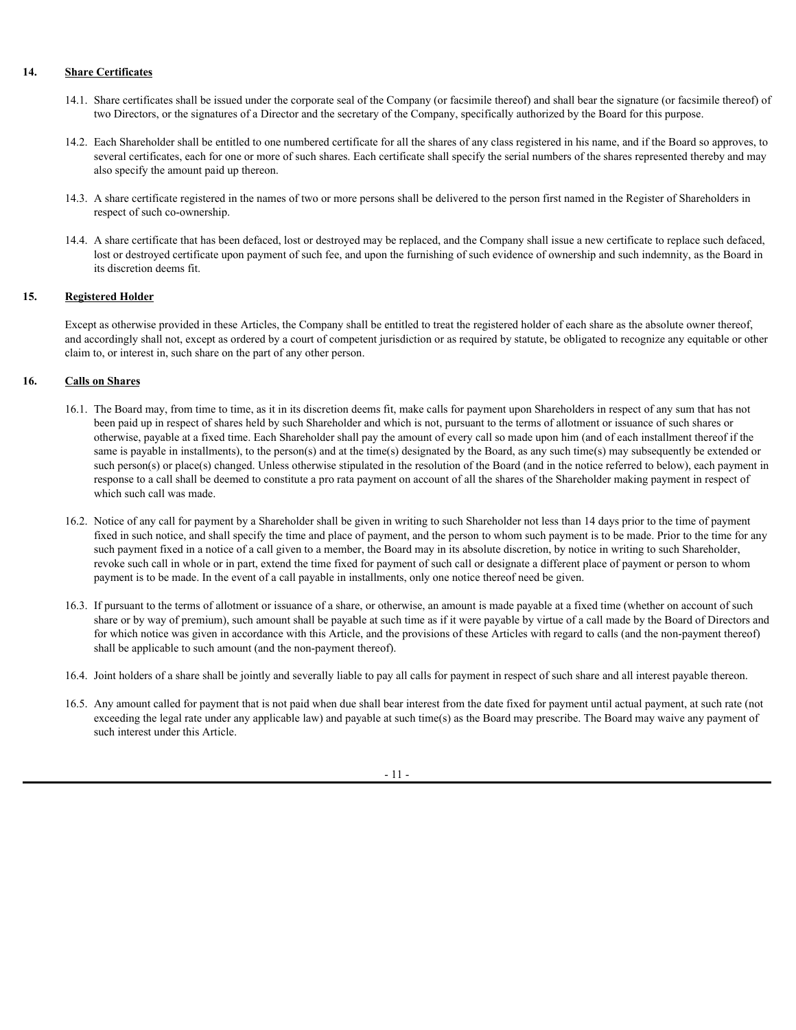## 14. Share Certificates

14.1. Share certificates shall be issued under the corporate seal of the Company (or facsimile thereof) and shall bear the signature (or facsimile thereof) of two Directors, or the signatures of a Director and the secretary of the Company, specifically authorized by the Board for this purpose.

14.2. Each Shareholder shall be entitled to one numbered certificate for all the shares of any class registered in his name, and if the Board so approves, to several certificates, each for one or more of such shares. Each certificate shall specify the serial numbers of the shares represented thereby and may also specify the amount paid up thereon.

14.3. A share certificate registered in the names of two or more persons shall be delivered to the person first named in the Register of Shareholders in respect of such co-ownership.

14.4. A share certificate that has been defaced, lost or destroyed may be replaced, and the Company shall issue a new certificate to replace such defaced, lost or destroyed certificate upon payment of such fee, and upon the furnishing of such evidence of ownership and such indemnity, as the Board in its discretion deems fit.

## 15. Registered Holder

Except as otherwise provided in these Articles, the Company shall be entitled to treat the registered holder of each share as the absolute owner thereof, and accordingly shall not, except as ordered by a court of competent jurisdiction or as required by statute, be obligated to recognize any equitable or other claim to, or interest in, such share on the part of any other person.

## 16. Calls on Shares

16.1. The Board may, from time to time, as it in its discretion deems fit, make calls for payment upon Shareholders in respect of any sum that has not been paid up in respect of shares held by such Shareholder and which is not, pursuant to the terms of allotment or issuance of such shares or otherwise, payable at a fixed time. Each Shareholder shall pay the amount of every call so made upon him (and of each installment thereof if the same is payable in installments), to the person(s) and at the time(s) designated by the Board, as any such time(s) may subsequently be extended or such person(s) or place(s) changed. Unless otherwise stipulated in the resolution of the Board (and in the notice referred to below), each payment in response to a call shall be deemed to constitute a pro rata payment on account of all the shares of the Shareholder making payment in respect of which such call was made.

16.2. Notice of any call for payment by a Shareholder shall be given in writing to such Shareholder not less than 14 days prior to the time of payment fixed in such notice, and shall specify the time and place of payment, and the person to whom such payment is to be made. Prior to the time for any such payment fixed in a notice of a call given to a member, the Board may in its absolute discretion, by notice in writing to such Shareholder, revoke such call in whole or in part, extend the time fixed for payment of such call or designate a different place of payment or person to whom payment is to be made. In the event of a call payable in installments, only one notice thereof need be given.

16.3. If pursuant to the terms of allotment or issuance of a share, or otherwise, an amount is made payable at a fixed time (whether on account of such share or by way of premium), such amount shall be payable at such time as if it were payable by virtue of a call made by the Board of Directors and for which notice was given in accordance with this Article, and the provisions of these Articles with regard to calls (and the non-payment thereof) shall be applicable to such amount (and the non-payment thereof).

16.4. Joint holders of a share shall be jointly and severally liable to pay all calls for payment in respect of such share and all interest payable thereon.

16.5. Any amount called for payment that is not paid when due shall bear interest from the date fixed for payment until actual payment, at such rate (not exceeding the legal rate under any applicable law) and payable at such time(s) as the Board may prescribe. The Board may waive any payment of such interest under this Article.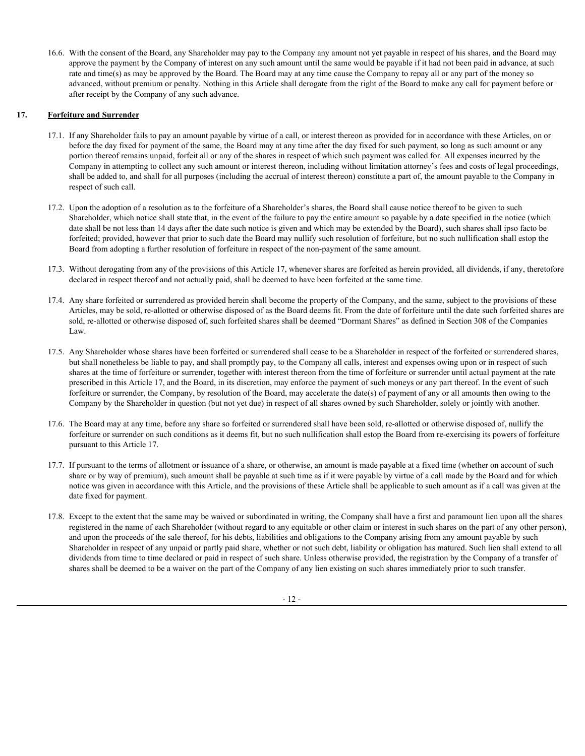16.6. With the consent of the Board, any Shareholder may pay to the Company any amount not yet payable in respect of his shares, and the Board may approve the payment by the Company of interest on any such amount until the same would be payable if it had not been paid in advance, at such rate and time(s) as may be approved by the Board. The Board may at any time cause the Company to repay all or any part of the money so advanced, without premium or penalty. Nothing in this Article shall derogate from the right of the Board to make any call for payment before or after receipt by the Company of any such advance.

## 17. Forfeiture and Surrender

17.1. If any Shareholder fails to pay an amount payable by virtue of a call, or interest thereon as provided for in accordance with these Articles, on or before the day fixed for payment of the same, the Board may at any time after the day fixed for such payment, so long as such amount or any portion thereof remains unpaid, forfeit all or any of the shares in respect of which such payment was called for. All expenses incurred by the Company in attempting to collect any such amount or interest thereon, including without limitation attorney's fees and costs of legal proceedings, shall be added to, and shall for all purposes (including the accrual of interest thereon) constitute a part of, the amount payable to the Company in respect of such call.

17.2. Upon the adoption of a resolution as to the forfeiture of a Shareholder's shares, the Board shall cause notice thereof to be given to such Shareholder, which notice shall state that, in the event of the failure to pay the entire amount so payable by a date specified in the notice (which date shall be not less than 14 days after the date such notice is given and which may be extended by the Board), such shares shall ipso facto be forfeited; provided, however that prior to such date the Board may nullify such resolution of forfeiture, but no such nullification shall estop the Board from adopting a further resolution of forfeiture in respect of the non-payment of the same amount.

17.3. Without derogating from any of the provisions of this Article 17, whenever shares are forfeited as herein provided, all dividends, if any, theretofore declared in respect thereof and not actually paid, shall be deemed to have been forfeited at the same time.

17.4. Any share forfeited or surrendered as provided herein shall become the property of the Company, and the same, subject to the provisions of these Articles, may be sold, re-allotted or otherwise disposed of as the Board deems fit. From the date of forfeiture until the date such forfeited shares are sold, re-allotted or otherwise disposed of, such forfeited shares shall be deemed "Dormant Shares" as defined in Section 308 of the Companies Law.

17.5. Any Shareholder whose shares have been forfeited or surrendered shall cease to be a Shareholder in respect of the forfeited or surrendered shares, but shall nonetheless be liable to pay, and shall promptly pay, to the Company all calls, interest and expenses owing upon or in respect of such shares at the time of forfeiture or surrender, together with interest thereon from the time of forfeiture or surrender until actual payment at the rate prescribed in this Article 17, and the Board, in its discretion, may enforce the payment of such moneys or any part thereof. In the event of such forfeiture or surrender, the Company, by resolution of the Board, may accelerate the date(s) of payment of any or all amounts then owing to the Company by the Shareholder in question (but not yet due) in respect of all shares owned by such Shareholder, solely or jointly with another.

17.6. The Board may at any time, before any share so forfeited or surrendered shall have been sold, re-allotted or otherwise disposed of, nullify the forfeiture or surrender on such conditions as it deems fit, but no such nullification shall estop the Board from re-exercising its powers of forfeiture pursuant to this Article 17.

17.7. If pursuant to the terms of allotment or issuance of a share, or otherwise, an amount is made payable at a fixed time (whether on account of such share or by way of premium), such amount shall be payable at such time as if it were payable by virtue of a call made by the Board and for which notice was given in accordance with this Article, and the provisions of these Article shall be applicable to such amount as if a call was given at the date fixed for payment.

17.8. Except to the extent that the same may be waived or subordinated in writing, the Company shall have a first and paramount lien upon all the shares registered in the name of each Shareholder (without regard to any equitable or other claim or interest in such shares on the part of any other person), and upon the proceeds of the sale thereof, for his debts, liabilities and obligations to the Company arising from any amount payable by such Shareholder in respect of any unpaid or partly paid share, whether or not such debt, liability or obligation has matured. Such lien shall extend to all dividends from time to time declared or paid in respect of such share. Unless otherwise provided, the registration by the Company of a transfer of shares shall be deemed to be a waiver on the part of the Company of any lien existing on such shares immediately prior to such transfer.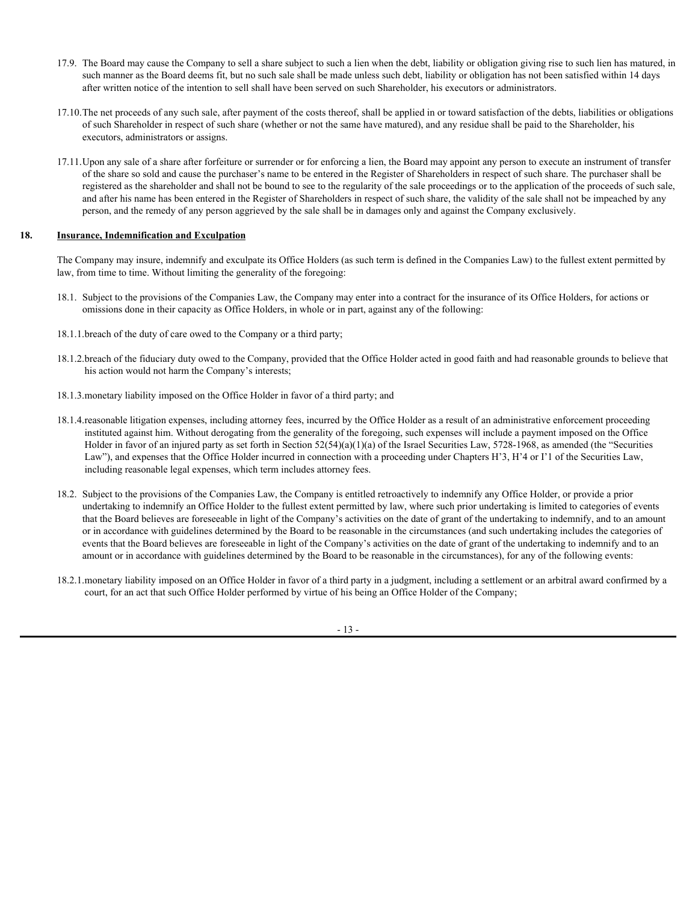17.9. The Board may cause the Company to sell a share subject to such a lien when the debt, liability or obligation giving rise to such lien has matured, in such manner as the Board deems fit, but no such sale shall be made unless such debt, liability or obligation has not been satisfied within 14 days after written notice of the intention to sell shall have been served on such Shareholder, his executors or administrators.

17.10. The net proceeds of any such sale, after payment of the costs thereof, shall be applied in or toward satisfaction of the debts, liabilities or obligations of such Shareholder in respect of such share (whether or not the same have matured), and any residue shall be paid to the Shareholder, his executors, administrators or assigns.

17.11. Upon any sale of a share after forfeiture or surrender or for enforcing a lien, the Board may appoint any person to execute an instrument of transfer of the share so sold and cause the purchaser's name to be entered in the Register of Shareholders in respect of such share. The purchaser shall be registered as the shareholder and shall not be bound to see to the regularity of the sale proceedings or to the application of the proceeds of such sale, and after his name has been entered in the Register of Shareholders in respect of such share, the validity of the sale shall not be impeached by any person, and the remedy of any person aggrieved by the sale shall be in damages only and against the Company exclusively.

## 18. <u>Insurance, Indemnification and Exculpation</u>

The Company may insure, indemnify and exculpate its Office Holders (as such term is defined in the Companies Law) to the fullest extent permitted by law, from time to time. Without limiting the generality of the foregoing:

18.1. Subject to the provisions of the Companies Law, the Company may enter into a contract for the insurance of its Office Holders, for actions or omissions done in their capacity as Office Holders, in whole or in part, against any of the following:

18.1.1. breach of the duty of care owed to the Company or a third party;

18.1.2. breach of the fiduciary duty owed to the Company, provided that the Office Holder acted in good faith and had reasonable grounds to believe that his action would not harm the Company's interests;

18.1.3. monetary liability imposed on the Office Holder in favor of a third party; and

18.1.4. reasonable litigation expenses, including attorney fees, incurred by the Office Holder as a result of an administrative enforcement proceeding instituted against him. Without derogating from the generality of the foregoing, such expenses will include a payment imposed on the Office Holder in favor of an injured party as set forth in Section 52(54)(a)(1)(a) of the Israel Securities Law, 5728-1968, as amended (the "Securities Law"), and expenses that the Office Holder incurred in connection with a proceeding under Chapters H'3, H'4 or I'1 of the Securities Law, including reasonable legal expenses, which term includes attorney fees.

18.2. Subject to the provisions of the Companies Law, the Company is entitled retroactively to indemnify any Office Holder, or provide a prior undertaking to indemnify an Office Holder to the fullest extent permitted by law, where such prior undertaking is limited to categories of events that the Board believes are foreseeable in light of the Company's activities on the date of grant of the undertaking to indemnify, and to an amount or in accordance with guidelines determined by the Board to be reasonable in the circumstances (and such undertaking includes the categories of events that the Board believes are foreseeable in light of the Company's activities on the date of grant of the undertaking to indemnify and to an amount or in accordance with guidelines determined by the Board to be reasonable in the circumstances), for any of the following events:

18.2.1. monetary liability imposed on an Office Holder in favor of a third party in a judgment, including a settlement or an arbitral award confirmed by a court, for an act that such Office Holder performed by virtue of his being an Office Holder of the Company;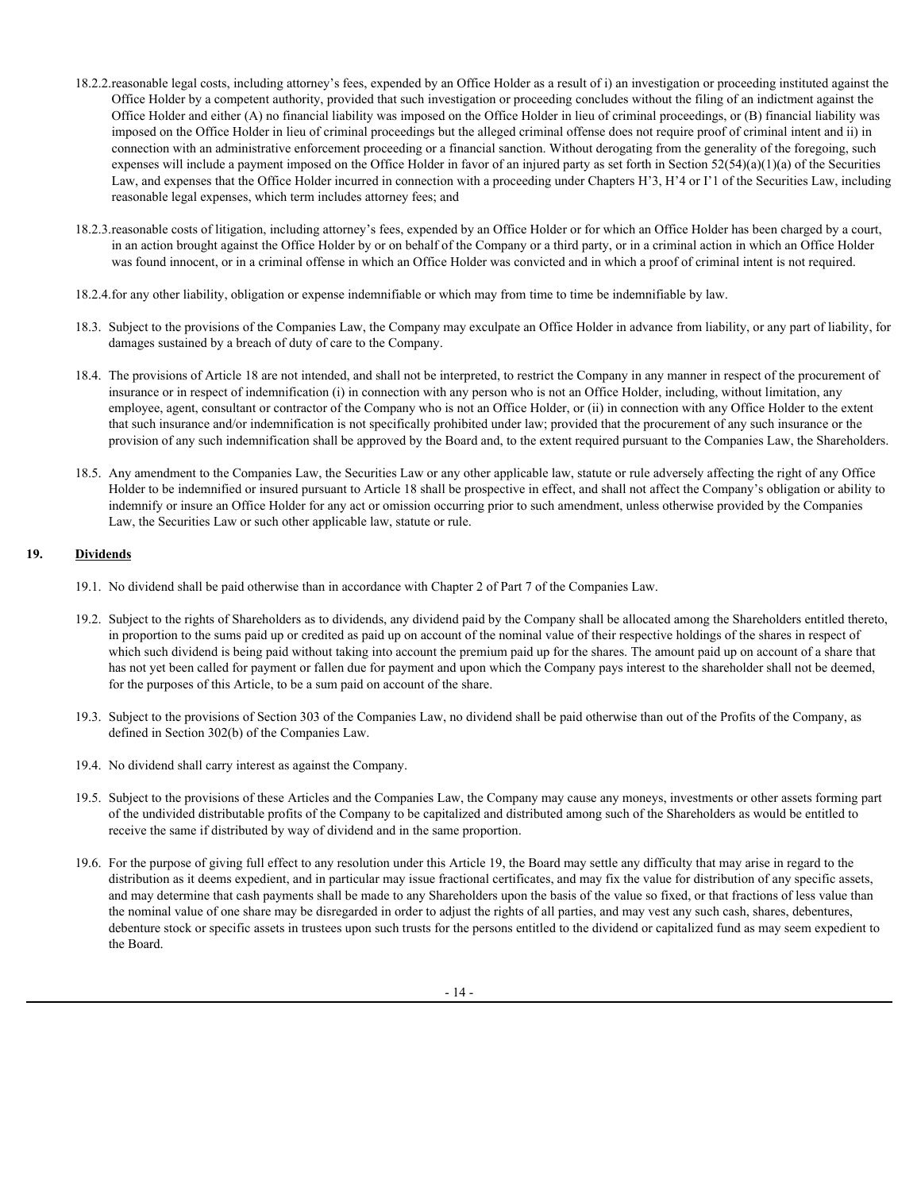18.2.2. reasonable legal costs, including attorney's fees, expended by an Office Holder as a result of i) an investigation or proceeding instituted against the Office Holder by a competent authority, provided that such investigation or proceeding concludes without the filing of an indictment against the Office Holder and either (A) no financial liability was imposed on the Office Holder in lieu of criminal proceedings, or (B) financial liability was imposed on the Office Holder in lieu of criminal proceedings but the alleged criminal offense does not require proof of criminal intent and ii) in connection with an administrative enforcement proceeding or a financial sanction. Without derogating from the generality of the foregoing, such expenses will include a payment imposed on the Office Holder in favor of an injured party as set forth in Section 52(54)(a)(1)(a) of the Securities Law, and expenses that the Office Holder incurred in connection with a proceeding under Chapters H'3, H'4 or I'1 of the Securities Law, including reasonable legal expenses, which term includes attorney fees; and

18.2.3. reasonable costs of litigation, including attorney's fees, expended by an Office Holder or for which an Office Holder has been charged by a court, in an action brought against the Office Holder by or on behalf of the Company or a third party, or in a criminal action in which an Office Holder was found innocent, or in a criminal offense in which an Office Holder was convicted and in which a proof of criminal intent is not required.

18.2.4. for any other liability, obligation or expense indemnifiable or which may from time to time be indemnifiable by law.

18.3. Subject to the provisions of the Companies Law, the Company may exculpate an Office Holder in advance from liability, or any part of liability, for damages sustained by a breach of duty of care to the Company.

18.4. The provisions of Article 18 are not intended, and shall not be interpreted, to restrict the Company in any manner in respect of the procurement of insurance or in respect of indemnification (i) in connection with any person who is not an Office Holder, including, without limitation, any employee, agent, consultant or contractor of the Company who is not an Office Holder, or (ii) in connection with any Office Holder to the extent that such insurance and/or indemnification is not specifically prohibited under law; provided that the procurement of any such insurance or the provision of any such indemnification shall be approved by the Board and, to the extent required pursuant to the Companies Law, the Shareholders.

18.5. Any amendment to the Companies Law, the Securities Law or any other applicable law, statute or rule adversely affecting the right of any Office Holder to be indemnified or insured pursuant to Article 18 shall be prospective in effect, and shall not affect the Company's obligation or ability to indemnify or insure an Office Holder for any act or omission occurring prior to such amendment, unless otherwise provided by the Companies Law, the Securities Law or such other applicable law, statute or rule.

## 19. Dividends

19.1. No dividend shall be paid otherwise than in accordance with Chapter 2 of Part 7 of the Companies Law.

19.2. Subject to the rights of Shareholders as to dividends, any dividend paid by the Company shall be allocated among the Shareholders entitled thereto, in proportion to the sums paid up or credited as paid up on account of the nominal value of their respective holdings of the shares in respect of which such dividend is being paid without taking into account the premium paid up for the shares. The amount paid up on account of a share that has not yet been called for payment or fallen due for payment and upon which the Company pays interest to the shareholder shall not be deemed, for the purposes of this Article, to be a sum paid on account of the share.

19.3. Subject to the provisions of Section 303 of the Companies Law, no dividend shall be paid otherwise than out of the Profits of the Company, as defined in Section 302(b) of the Companies Law.

19.4. No dividend shall carry interest as against the Company.

19.5. Subject to the provisions of these Articles and the Companies Law, the Company may cause any moneys, investments or other assets forming part of the undivided distributable profits of the Company to be capitalized and distributed among such of the Shareholders as would be entitled to receive the same if distributed by way of dividend and in the same proportion.

19.6. For the purpose of giving full effect to any resolution under this Article 19, the Board may settle any difficulty that may arise in regard to the distribution as it deems expedient, and in particular may issue fractional certificates, and may fix the value for distribution of any specific assets, and may determine that cash payments shall be made to any Shareholders upon the basis of the value so fixed, or that fractions of less value than the nominal value of one share may be disregarded in order to adjust the rights of all parties, and may vest any such cash, shares, debentures, debenture stock or specific assets in trustees upon such trusts for the persons entitled to the dividend or capitalized fund as may seem expedient to the Board.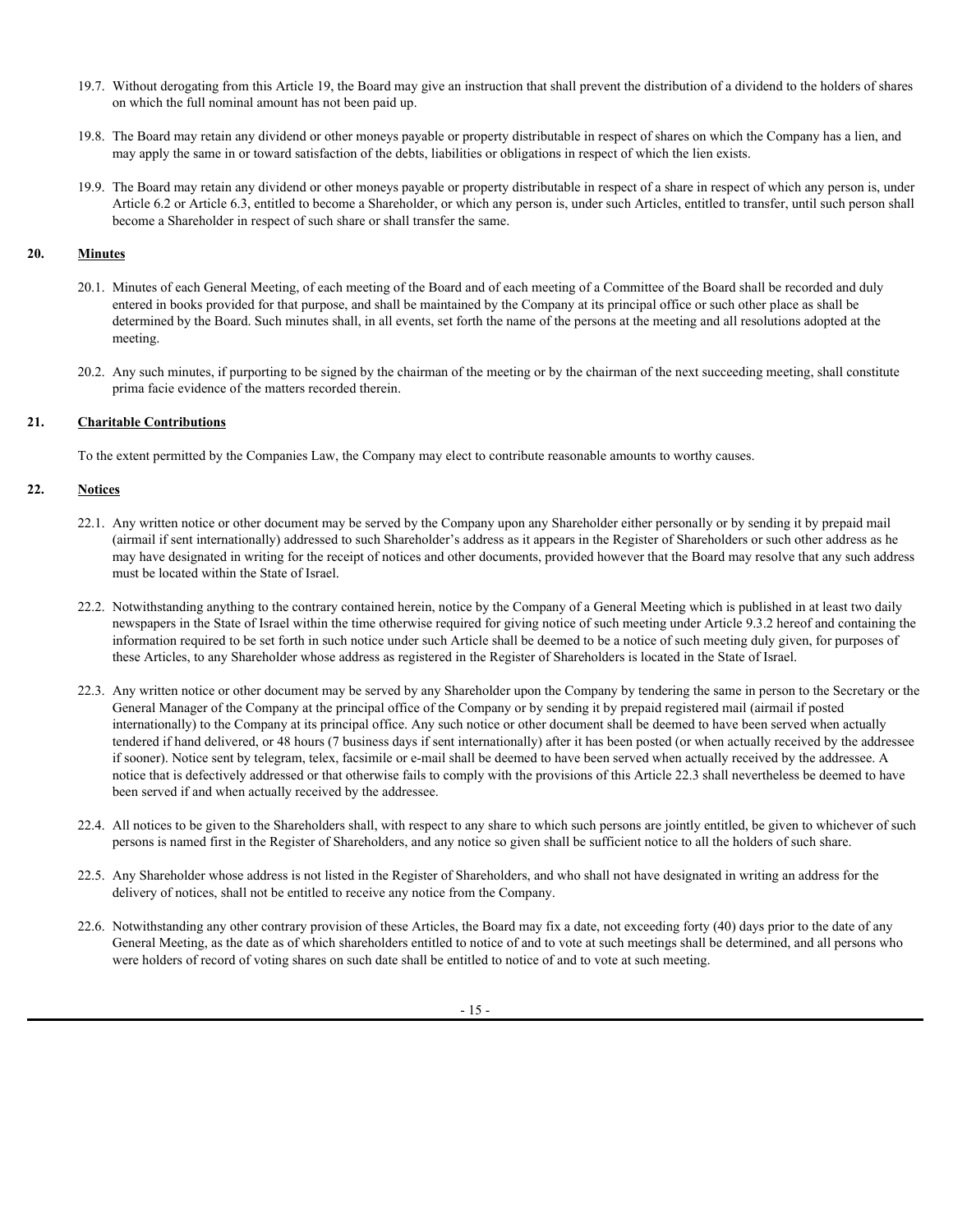19.7. Without derogating from this Article 19, the Board may give an instruction that shall prevent the distribution of a dividend to the holders of shares on which the full nominal amount has not been paid up.

19.8. The Board may retain any dividend or other moneys payable or property distributable in respect of shares on which the Company has a lien, and may apply the same in or toward satisfaction of the debts, liabilities or obligations in respect of which the lien exists.

19.9. The Board may retain any dividend or other moneys payable or property distributable in respect of a share in respect of which any person is, under Article 6.2 or Article 6.3, entitled to become a Shareholder, or which any person is, under such Articles, entitled to transfer, until such person shall become a Shareholder in respect of such share or shall transfer the same.

## 20. Minutes

20.1. Minutes of each General Meeting, of each meeting of the Board and of each meeting of a Committee of the Board shall be recorded and duly entered in books provided for that purpose, and shall be maintained by the Company at its principal office or such other place as shall be determined by the Board. Such minutes shall, in all events, set forth the name of the persons at the meeting and all resolutions adopted at the meeting.

20.2. Any such minutes, if purporting to be signed by the chairman of the meeting or by the chairman of the next succeeding meeting, shall constitute prima facie evidence of the matters recorded therein.

## 21. Charitable Contributions

To the extent permitted by the Companies Law, the Company may elect to contribute reasonable amounts to worthy causes.

## 22. Notices

22.1. Any written notice or other document may be served by the Company upon any Shareholder either personally or by sending it by prepaid mail (airmail if sent internationally) addressed to such Shareholder's address as it appears in the Register of Shareholders or such other address as he may have designated in writing for the receipt of notices and other documents, provided however that the Board may resolve that any such address must be located within the State of Israel.

22.2. Notwithstanding anything to the contrary contained herein, notice by the Company of a General Meeting which is published in at least two daily newspapers in the State of Israel within the time otherwise required for giving notice of such meeting under Article 9.3.2 hereof and containing the information required to be set forth in such notice under such Article shall be deemed to be a notice of such meeting duly given, for purposes of these Articles, to any Shareholder whose address as registered in the Register of Shareholders is located in the State of Israel.

22.3. Any written notice or other document may be served by any Shareholder upon the Company by tendering the same in person to the Secretary or the General Manager of the Company at the principal office of the Company or by sending it by prepaid registered mail (airmail if posted internationally) to the Company at its principal office. Any such notice or other document shall be deemed to have been served when actually tendered if hand delivered, or 48 hours (7 business days if sent internationally) after it has been posted (or when actually received by the addressee if sooner). Notice sent by telegram, telex, facsimile or e-mail shall be deemed to have been served when actually received by the addressee. A notice that is defectively addressed or that otherwise fails to comply with the provisions of this Article 22.3 shall nevertheless be deemed to have been served if and when actually received by the addressee.

22.4. All notices to be given to the Shareholders shall, with respect to any share to which such persons are jointly entitled, be given to whichever of such persons is named first in the Register of Shareholders, and any notice so given shall be sufficient notice to all the holders of such share.

22.5. Any Shareholder whose address is not listed in the Register of Shareholders, and who shall not have designated in writing an address for the delivery of notices, shall not be entitled to receive any notice from the Company.

22.6. Notwithstanding any other contrary provision of these Articles, the Board may fix a date, not exceeding forty (40) days prior to the date of any General Meeting, as the date as of which shareholders entitled to notice of and to vote at such meetings shall be determined, and all persons who were holders of record of voting shares on such date shall be entitled to notice of and to vote at such meeting.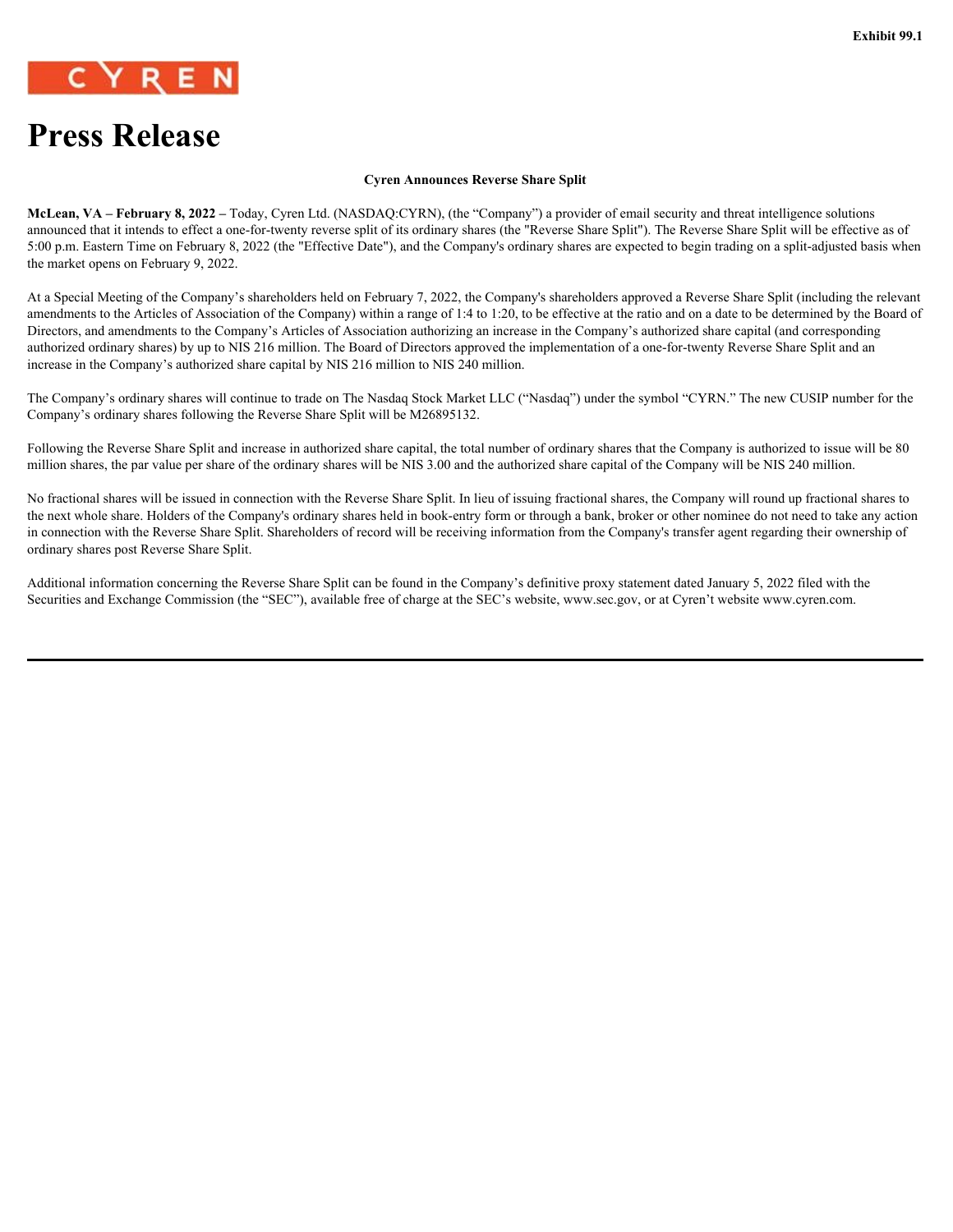Exhibit 99.1

CYREN

# Press Release

**Cyren Announces Reverse Share Split**

**McLean, VA – February 8, 2022 –** Today, Cyren Ltd. (NASDAQ:CYRN), (the "Company") a provider of email security and threat intelligence solutions announced that it intends to effect a one-for-twenty reverse split of its ordinary shares (the "Reverse Share Split"). The Reverse Share Split will be effective as of 5:00 p.m. Eastern Time on February 8, 2022 (the "Effective Date"), and the Company's ordinary shares are expected to begin trading on a split-adjusted basis when the market opens on February 9, 2022.

At a Special Meeting of the Company's shareholders held on February 7, 2022, the Company's shareholders approved a Reverse Share Split (including the relevant amendments to the Articles of Association of the Company) within a range of 1:4 to 1:20, to be effective at the ratio and on a date to be determined by the Board of Directors, and amendments to the Company's Articles of Association authorizing an increase in the Company's authorized share capital (and corresponding authorized ordinary shares) by up to NIS 216 million. The Board of Directors approved the implementation of a one-for-twenty Reverse Share Split and an increase in the Company's authorized share capital by NIS 216 million to NIS 240 million.

The Company's ordinary shares will continue to trade on The Nasdaq Stock Market LLC ("Nasdaq") under the symbol "CYRN." The new CUSIP number for the Company's ordinary shares following the Reverse Share Split will be M26895132.

Following the Reverse Share Split and increase in authorized share capital, the total number of ordinary shares that the Company is authorized to issue will be 80 million shares, the par value per share of the ordinary shares will be NIS 3.00 and the authorized share capital of the Company will be NIS 240 million.

No fractional shares will be issued in connection with the Reverse Share Split. In lieu of issuing fractional shares, the Company will round up fractional shares to the next whole share. Holders of the Company's ordinary shares held in book-entry form or through a bank, broker or other nominee do not need to take any action in connection with the Reverse Share Split. Shareholders of record will be receiving information from the Company's transfer agent regarding their ownership of ordinary shares post Reverse Share Split.

Additional information concerning the Reverse Share Split can be found in the Company's definitive proxy statement dated January 5, 2022 filed with the Securities and Exchange Commission (the "SEC"), available free of charge at the SEC's website, www.sec.gov, or at Cyren't website www.cyren.com.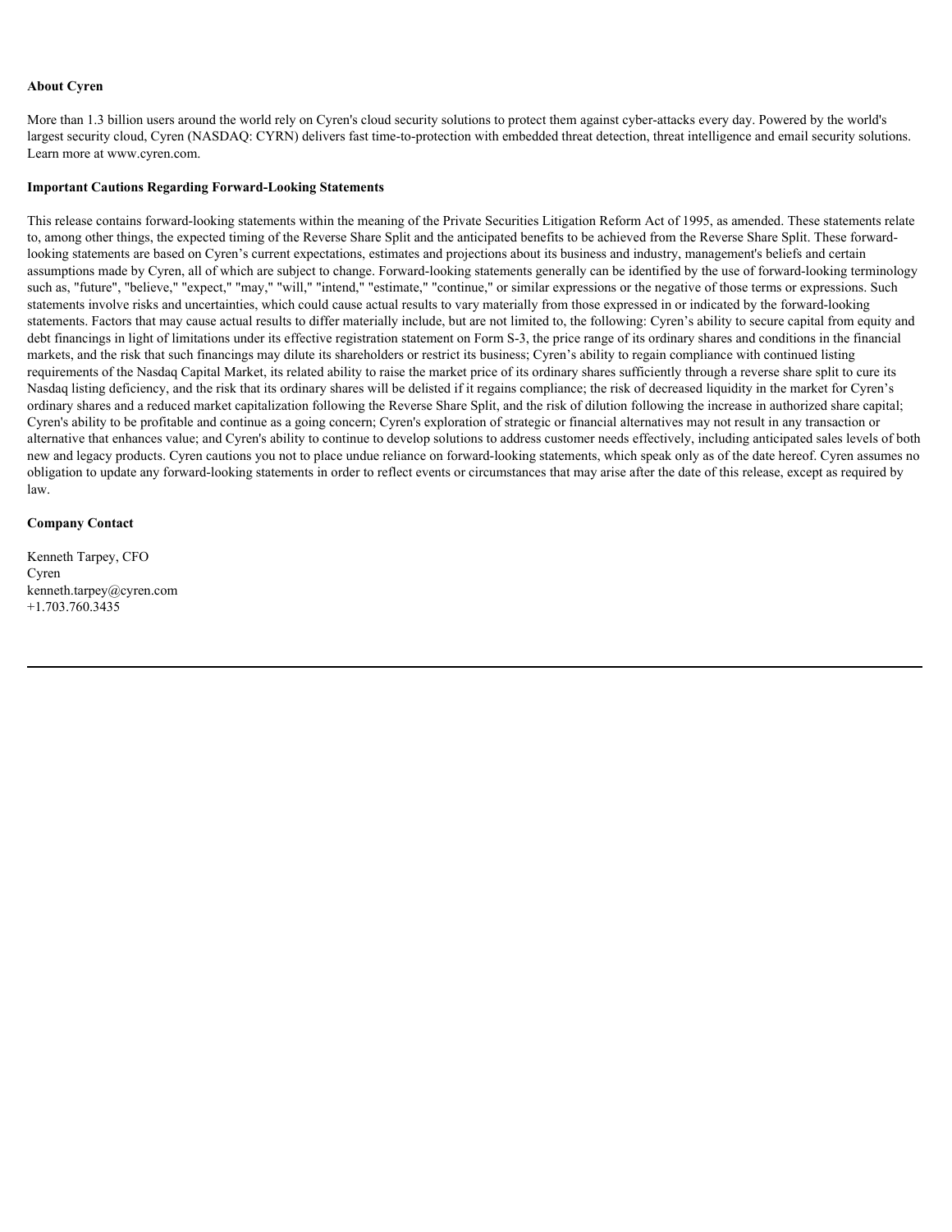**About Cyren**

More than 1.3 billion users around the world rely on Cyren's cloud security solutions to protect them against cyber-attacks every day. Powered by the world's largest security cloud, Cyren (NASDAQ: CYRN) delivers fast time-to-protection with embedded threat detection, threat intelligence and email security solutions. Learn more at www.cyren.com.

**Important Cautions Regarding Forward-Looking Statements**

This release contains forward-looking statements within the meaning of the Private Securities Litigation Reform Act of 1995, as amended. These statements relate to, among other things, the expected timing of the Reverse Share Split and the anticipated benefits to be achieved from the Reverse Share Split. These forward-looking statements are based on Cyren's current expectations, estimates and projections about its business and industry, management's beliefs and certain assumptions made by Cyren, all of which are subject to change. Forward-looking statements generally can be identified by the use of forward-looking terminology such as, "future", "believe," "expect," "may," "will," "intend," "estimate," "continue," or similar expressions or the negative of those terms or expressions. Such statements involve risks and uncertainties, which could cause actual results to vary materially from those expressed in or indicated by the forward-looking statements. Factors that may cause actual results to differ materially include, but are not limited to, the following: Cyren's ability to secure capital from equity and debt financings in light of limitations under its effective registration statement on Form S-3, the price range of its ordinary shares and conditions in the financial markets, and the risk that such financings may dilute its shareholders or restrict its business; Cyren's ability to regain compliance with continued listing requirements of the Nasdaq Capital Market, its related ability to raise the market price of its ordinary shares sufficiently through a reverse share split to cure its Nasdaq listing deficiency, and the risk that its ordinary shares will be delisted if it regains compliance; the risk of decreased liquidity in the market for Cyren's ordinary shares and a reduced market capitalization following the Reverse Share Split, and the risk of dilution following the increase in authorized share capital; Cyren's ability to be profitable and continue as a going concern; Cyren's exploration of strategic or financial alternatives may not result in any transaction or alternative that enhances value; and Cyren's ability to continue to develop solutions to address customer needs effectively, including anticipated sales levels of both new and legacy products. Cyren cautions you not to place undue reliance on forward-looking statements, which speak only as of the date hereof. Cyren assumes no obligation to update any forward-looking statements in order to reflect events or circumstances that may arise after the date of this release, except as required by law.

**Company Contact**

Kenneth Tarpey, CFO
Cyren
kenneth.tarpey@cyren.com
+1.703.760.3435